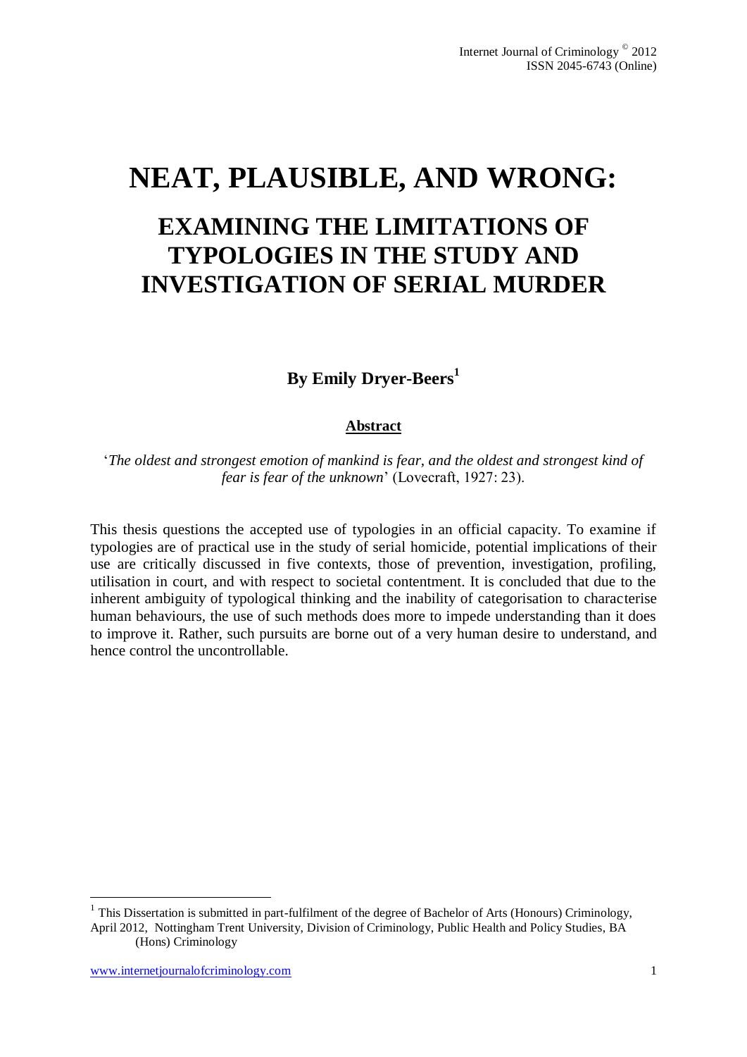# NEAT, PLAUSIBLE, AND WRONG:

## EXAMINING THE LIMITATIONS OF TYPOLOGIES IN THE STUDY AND INVESTIGATION OF SERIAL MURDER

**By Emily Dryer-Beers[1]**

**Abstract**

'*The oldest and strongest emotion of mankind is fear, and the oldest and strongest kind of fear is fear of the unknown*' (Lovecraft, 1927: 23).

This thesis questions the accepted use of typologies in an official capacity. To examine if typologies are of practical use in the study of serial homicide, potential implications of their use are critically discussed in five contexts, those of prevention, investigation, profiling, utilisation in court, and with respect to societal contentment. It is concluded that due to the inherent ambiguity of typological thinking and the inability of categorisation to characterise human behaviours, the use of such methods does more to impede understanding than it does to improve it. Rather, such pursuits are borne out of a very human desire to understand, and hence control the uncontrollable.

---

[1] This Dissertation is submitted in part-fulfilment of the degree of Bachelor of Arts (Honours) Criminology, April 2012, Nottingham Trent University, Division of Criminology, Public Health and Policy Studies, BA (Hons) Criminology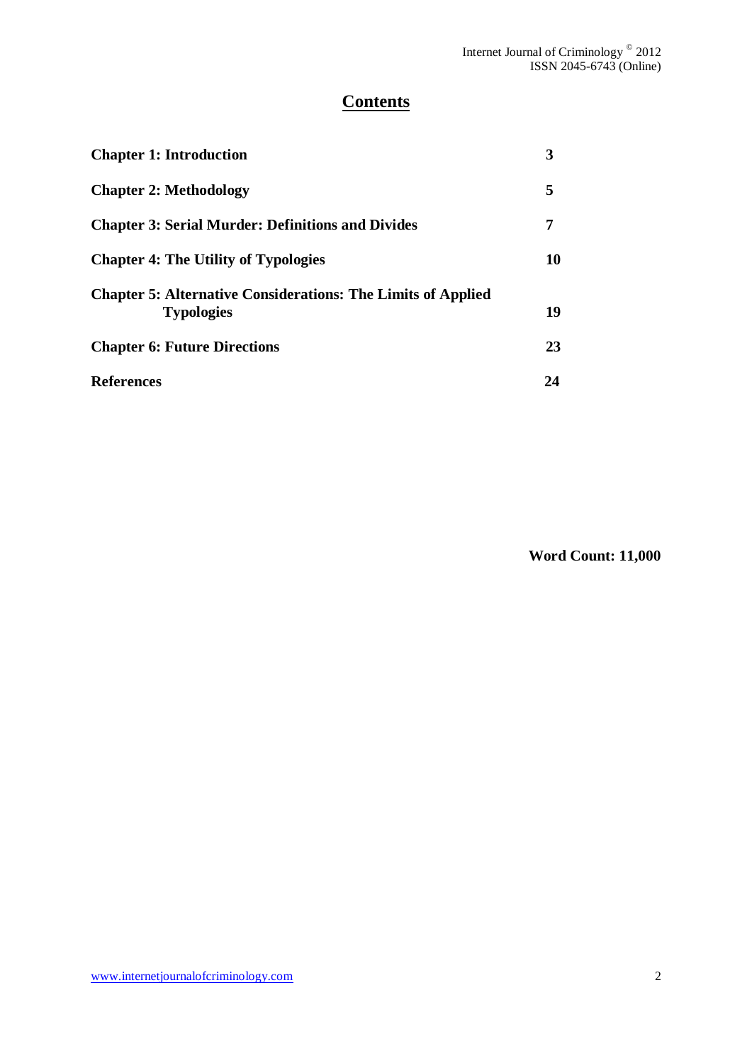# Contents

| | |
|---|---|
| **Chapter 1: Introduction** | **3** |
| **Chapter 2: Methodology** | **5** |
| **Chapter 3: Serial Murder: Definitions and Divides** | **7** |
| **Chapter 4: The Utility of Typologies** | **10** |
| **Chapter 5: Alternative Considerations: The Limits of Applied Typologies** | **19** |
| **Chapter 6: Future Directions** | **23** |
| **References** | **24** |

**Word Count: 11,000**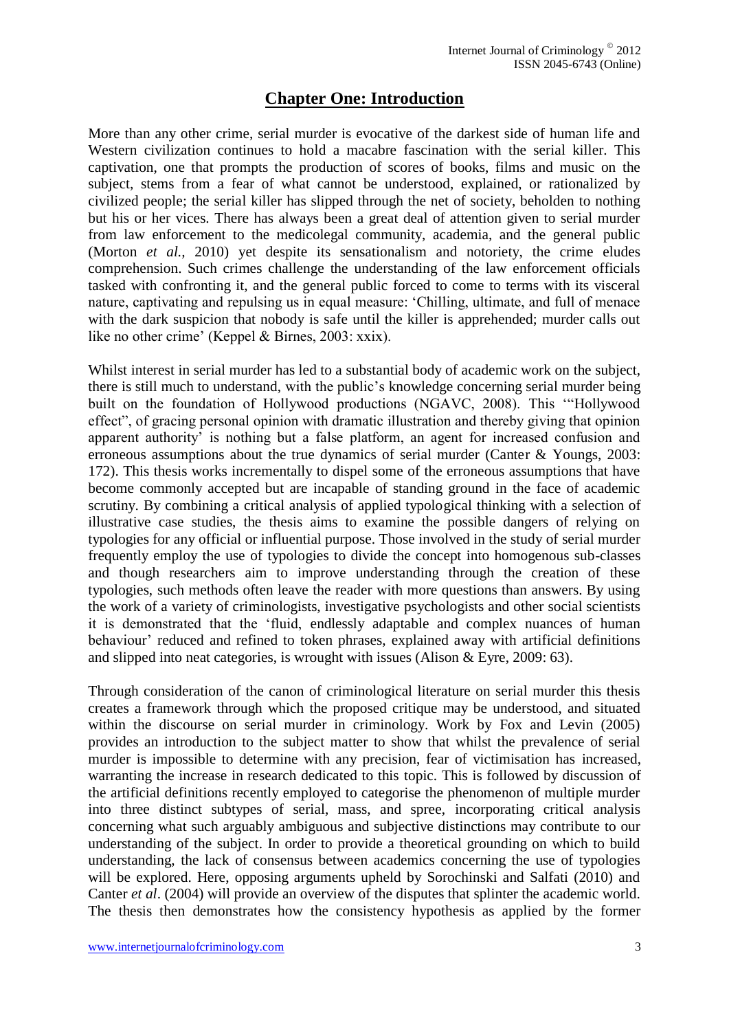# Chapter One: Introduction

More than any other crime, serial murder is evocative of the darkest side of human life and Western civilization continues to hold a macabre fascination with the serial killer. This captivation, one that prompts the production of scores of books, films and music on the subject, stems from a fear of what cannot be understood, explained, or rationalized by civilized people; the serial killer has slipped through the net of society, beholden to nothing but his or her vices. There has always been a great deal of attention given to serial murder from law enforcement to the medicolegal community, academia, and the general public (Morton *et al.,* 2010) yet despite its sensationalism and notoriety, the crime eludes comprehension. Such crimes challenge the understanding of the law enforcement officials tasked with confronting it, and the general public forced to come to terms with its visceral nature, captivating and repulsing us in equal measure: 'Chilling, ultimate, and full of menace with the dark suspicion that nobody is safe until the killer is apprehended; murder calls out like no other crime' (Keppel & Birnes, 2003: xxix).

Whilst interest in serial murder has led to a substantial body of academic work on the subject, there is still much to understand, with the public's knowledge concerning serial murder being built on the foundation of Hollywood productions (NGAVC, 2008). This '"Hollywood effect", of gracing personal opinion with dramatic illustration and thereby giving that opinion apparent authority' is nothing but a false platform, an agent for increased confusion and erroneous assumptions about the true dynamics of serial murder (Canter & Youngs, 2003: 172). This thesis works incrementally to dispel some of the erroneous assumptions that have become commonly accepted but are incapable of standing ground in the face of academic scrutiny. By combining a critical analysis of applied typological thinking with a selection of illustrative case studies, the thesis aims to examine the possible dangers of relying on typologies for any official or influential purpose. Those involved in the study of serial murder frequently employ the use of typologies to divide the concept into homogenous sub-classes and though researchers aim to improve understanding through the creation of these typologies, such methods often leave the reader with more questions than answers. By using the work of a variety of criminologists, investigative psychologists and other social scientists it is demonstrated that the 'fluid, endlessly adaptable and complex nuances of human behaviour' reduced and refined to token phrases, explained away with artificial definitions and slipped into neat categories, is wrought with issues (Alison & Eyre, 2009: 63).

Through consideration of the canon of criminological literature on serial murder this thesis creates a framework through which the proposed critique may be understood, and situated within the discourse on serial murder in criminology. Work by Fox and Levin (2005) provides an introduction to the subject matter to show that whilst the prevalence of serial murder is impossible to determine with any precision, fear of victimisation has increased, warranting the increase in research dedicated to this topic. This is followed by discussion of the artificial definitions recently employed to categorise the phenomenon of multiple murder into three distinct subtypes of serial, mass, and spree, incorporating critical analysis concerning what such arguably ambiguous and subjective distinctions may contribute to our understanding of the subject. In order to provide a theoretical grounding on which to build understanding, the lack of consensus between academics concerning the use of typologies will be explored. Here, opposing arguments upheld by Sorochinski and Salfati (2010) and Canter *et al*. (2004) will provide an overview of the disputes that splinter the academic world. The thesis then demonstrates how the consistency hypothesis as applied by the former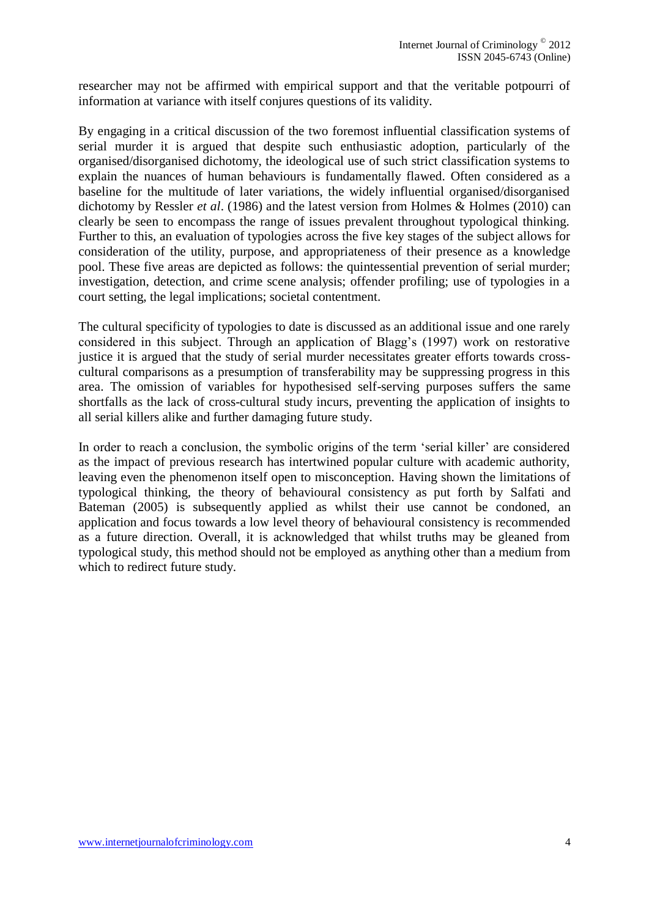researcher may not be affirmed with empirical support and that the veritable potpourri of information at variance with itself conjures questions of its validity.

By engaging in a critical discussion of the two foremost influential classification systems of serial murder it is argued that despite such enthusiastic adoption, particularly of the organised/disorganised dichotomy, the ideological use of such strict classification systems to explain the nuances of human behaviours is fundamentally flawed. Often considered as a baseline for the multitude of later variations, the widely influential organised/disorganised dichotomy by Ressler *et al*. (1986) and the latest version from Holmes & Holmes (2010) can clearly be seen to encompass the range of issues prevalent throughout typological thinking. Further to this, an evaluation of typologies across the five key stages of the subject allows for consideration of the utility, purpose, and appropriateness of their presence as a knowledge pool. These five areas are depicted as follows: the quintessential prevention of serial murder; investigation, detection, and crime scene analysis; offender profiling; use of typologies in a court setting, the legal implications; societal contentment.

The cultural specificity of typologies to date is discussed as an additional issue and one rarely considered in this subject. Through an application of Blagg's (1997) work on restorative justice it is argued that the study of serial murder necessitates greater efforts towards cross-cultural comparisons as a presumption of transferability may be suppressing progress in this area. The omission of variables for hypothesised self-serving purposes suffers the same shortfalls as the lack of cross-cultural study incurs, preventing the application of insights to all serial killers alike and further damaging future study.

In order to reach a conclusion, the symbolic origins of the term 'serial killer' are considered as the impact of previous research has intertwined popular culture with academic authority, leaving even the phenomenon itself open to misconception. Having shown the limitations of typological thinking, the theory of behavioural consistency as put forth by Salfati and Bateman (2005) is subsequently applied as whilst their use cannot be condoned, an application and focus towards a low level theory of behavioural consistency is recommended as a future direction. Overall, it is acknowledged that whilst truths may be gleaned from typological study, this method should not be employed as anything other than a medium from which to redirect future study.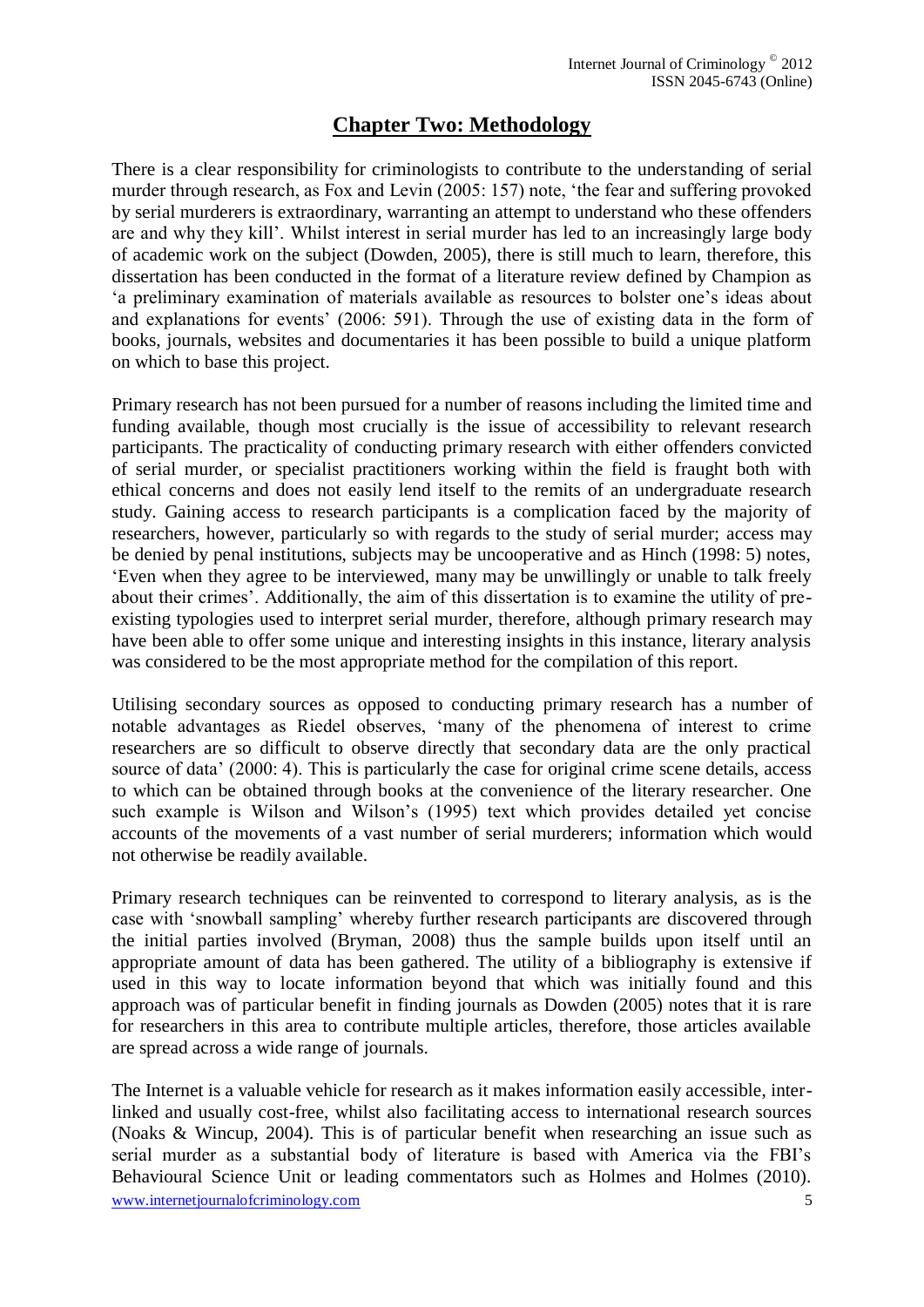# Chapter Two: Methodology

There is a clear responsibility for criminologists to contribute to the understanding of serial murder through research, as Fox and Levin (2005: 157) note, 'the fear and suffering provoked by serial murderers is extraordinary, warranting an attempt to understand who these offenders are and why they kill'. Whilst interest in serial murder has led to an increasingly large body of academic work on the subject (Dowden, 2005), there is still much to learn, therefore, this dissertation has been conducted in the format of a literature review defined by Champion as 'a preliminary examination of materials available as resources to bolster one's ideas about and explanations for events' (2006: 591). Through the use of existing data in the form of books, journals, websites and documentaries it has been possible to build a unique platform on which to base this project.

Primary research has not been pursued for a number of reasons including the limited time and funding available, though most crucially is the issue of accessibility to relevant research participants. The practicality of conducting primary research with either offenders convicted of serial murder, or specialist practitioners working within the field is fraught both with ethical concerns and does not easily lend itself to the remits of an undergraduate research study. Gaining access to research participants is a complication faced by the majority of researchers, however, particularly so with regards to the study of serial murder; access may be denied by penal institutions, subjects may be uncooperative and as Hinch (1998: 5) notes, 'Even when they agree to be interviewed, many may be unwillingly or unable to talk freely about their crimes'. Additionally, the aim of this dissertation is to examine the utility of pre-existing typologies used to interpret serial murder, therefore, although primary research may have been able to offer some unique and interesting insights in this instance, literary analysis was considered to be the most appropriate method for the compilation of this report.

Utilising secondary sources as opposed to conducting primary research has a number of notable advantages as Riedel observes, 'many of the phenomena of interest to crime researchers are so difficult to observe directly that secondary data are the only practical source of data' (2000: 4). This is particularly the case for original crime scene details, access to which can be obtained through books at the convenience of the literary researcher. One such example is Wilson and Wilson's (1995) text which provides detailed yet concise accounts of the movements of a vast number of serial murderers; information which would not otherwise be readily available.

Primary research techniques can be reinvented to correspond to literary analysis, as is the case with 'snowball sampling' whereby further research participants are discovered through the initial parties involved (Bryman, 2008) thus the sample builds upon itself until an appropriate amount of data has been gathered. The utility of a bibliography is extensive if used in this way to locate information beyond that which was initially found and this approach was of particular benefit in finding journals as Dowden (2005) notes that it is rare for researchers in this area to contribute multiple articles, therefore, those articles available are spread across a wide range of journals.

The Internet is a valuable vehicle for research as it makes information easily accessible, inter-linked and usually cost-free, whilst also facilitating access to international research sources (Noaks & Wincup, 2004). This is of particular benefit when researching an issue such as serial murder as a substantial body of literature is based with America via the FBI's Behavioural Science Unit or leading commentators such as Holmes and Holmes (2010).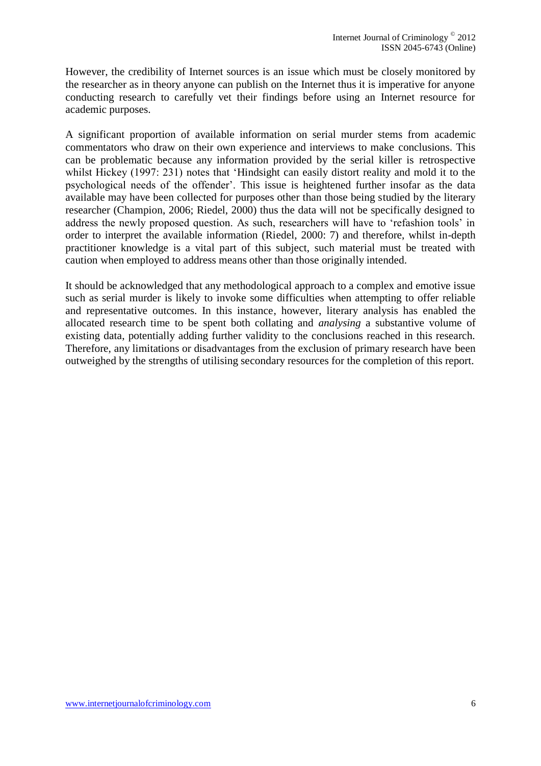However, the credibility of Internet sources is an issue which must be closely monitored by the researcher as in theory anyone can publish on the Internet thus it is imperative for anyone conducting research to carefully vet their findings before using an Internet resource for academic purposes.

A significant proportion of available information on serial murder stems from academic commentators who draw on their own experience and interviews to make conclusions. This can be problematic because any information provided by the serial killer is retrospective whilst Hickey (1997: 231) notes that 'Hindsight can easily distort reality and mold it to the psychological needs of the offender'. This issue is heightened further insofar as the data available may have been collected for purposes other than those being studied by the literary researcher (Champion, 2006; Riedel, 2000) thus the data will not be specifically designed to address the newly proposed question. As such, researchers will have to 'refashion tools' in order to interpret the available information (Riedel, 2000: 7) and therefore, whilst in-depth practitioner knowledge is a vital part of this subject, such material must be treated with caution when employed to address means other than those originally intended.

It should be acknowledged that any methodological approach to a complex and emotive issue such as serial murder is likely to invoke some difficulties when attempting to offer reliable and representative outcomes. In this instance, however, literary analysis has enabled the allocated research time to be spent both collating and *analysing* a substantive volume of existing data, potentially adding further validity to the conclusions reached in this research. Therefore, any limitations or disadvantages from the exclusion of primary research have been outweighed by the strengths of utilising secondary resources for the completion of this report.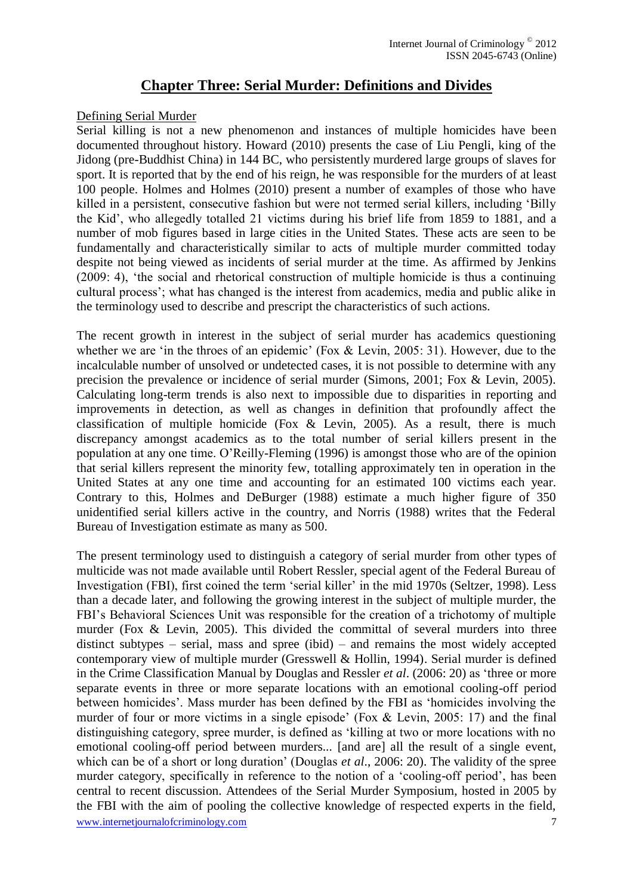# Chapter Three: Serial Murder: Definitions and Divides

## Defining Serial Murder

Serial killing is not a new phenomenon and instances of multiple homicides have been documented throughout history. Howard (2010) presents the case of Liu Pengli, king of the Jidong (pre-Buddhist China) in 144 BC, who persistently murdered large groups of slaves for sport. It is reported that by the end of his reign, he was responsible for the murders of at least 100 people. Holmes and Holmes (2010) present a number of examples of those who have killed in a persistent, consecutive fashion but were not termed serial killers, including 'Billy the Kid', who allegedly totalled 21 victims during his brief life from 1859 to 1881, and a number of mob figures based in large cities in the United States. These acts are seen to be fundamentally and characteristically similar to acts of multiple murder committed today despite not being viewed as incidents of serial murder at the time. As affirmed by Jenkins (2009: 4), 'the social and rhetorical construction of multiple homicide is thus a continuing cultural process'; what has changed is the interest from academics, media and public alike in the terminology used to describe and prescript the characteristics of such actions.

The recent growth in interest in the subject of serial murder has academics questioning whether we are 'in the throes of an epidemic' (Fox & Levin, 2005: 31). However, due to the incalculable number of unsolved or undetected cases, it is not possible to determine with any precision the prevalence or incidence of serial murder (Simons, 2001; Fox & Levin, 2005). Calculating long-term trends is also next to impossible due to disparities in reporting and improvements in detection, as well as changes in definition that profoundly affect the classification of multiple homicide (Fox & Levin, 2005). As a result, there is much discrepancy amongst academics as to the total number of serial killers present in the population at any one time. O'Reilly-Fleming (1996) is amongst those who are of the opinion that serial killers represent the minority few, totalling approximately ten in operation in the United States at any one time and accounting for an estimated 100 victims each year. Contrary to this, Holmes and DeBurger (1988) estimate a much higher figure of 350 unidentified serial killers active in the country, and Norris (1988) writes that the Federal Bureau of Investigation estimate as many as 500.

The present terminology used to distinguish a category of serial murder from other types of multicide was not made available until Robert Ressler, special agent of the Federal Bureau of Investigation (FBI), first coined the term 'serial killer' in the mid 1970s (Seltzer, 1998). Less than a decade later, and following the growing interest in the subject of multiple murder, the FBI's Behavioral Sciences Unit was responsible for the creation of a trichotomy of multiple murder (Fox & Levin, 2005). This divided the committal of several murders into three distinct subtypes – serial, mass and spree (ibid) – and remains the most widely accepted contemporary view of multiple murder (Gresswell & Hollin, 1994). Serial murder is defined in the Crime Classification Manual by Douglas and Ressler *et al*. (2006: 20) as 'three or more separate events in three or more separate locations with an emotional cooling-off period between homicides'. Mass murder has been defined by the FBI as 'homicides involving the murder of four or more victims in a single episode' (Fox & Levin, 2005: 17) and the final distinguishing category, spree murder, is defined as 'killing at two or more locations with no emotional cooling-off period between murders... [and are] all the result of a single event, which can be of a short or long duration' (Douglas *et al*., 2006: 20). The validity of the spree murder category, specifically in reference to the notion of a 'cooling-off period', has been central to recent discussion. Attendees of the Serial Murder Symposium, hosted in 2005 by the FBI with the aim of pooling the collective knowledge of respected experts in the field,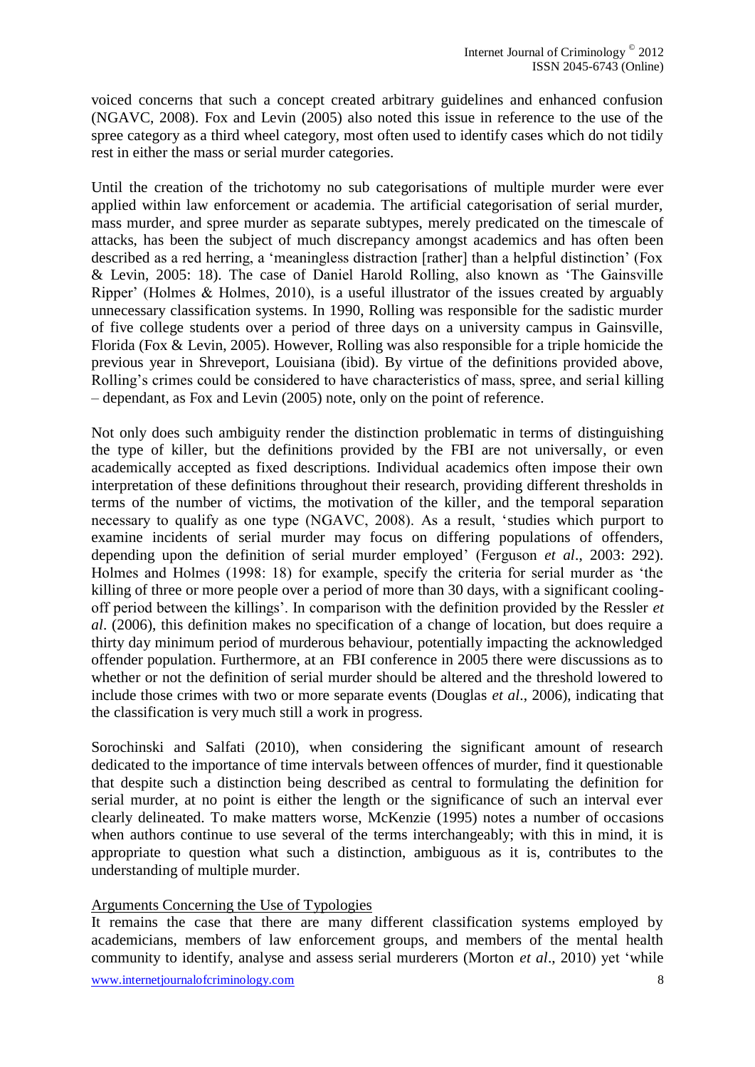voiced concerns that such a concept created arbitrary guidelines and enhanced confusion (NGAVC, 2008). Fox and Levin (2005) also noted this issue in reference to the use of the spree category as a third wheel category, most often used to identify cases which do not tidily rest in either the mass or serial murder categories.

Until the creation of the trichotomy no sub categorisations of multiple murder were ever applied within law enforcement or academia. The artificial categorisation of serial murder, mass murder, and spree murder as separate subtypes, merely predicated on the timescale of attacks, has been the subject of much discrepancy amongst academics and has often been described as a red herring, a 'meaningless distraction [rather] than a helpful distinction' (Fox & Levin, 2005: 18). The case of Daniel Harold Rolling, also known as 'The Gainsville Ripper' (Holmes & Holmes, 2010), is a useful illustrator of the issues created by arguably unnecessary classification systems. In 1990, Rolling was responsible for the sadistic murder of five college students over a period of three days on a university campus in Gainsville, Florida (Fox & Levin, 2005). However, Rolling was also responsible for a triple homicide the previous year in Shreveport, Louisiana (ibid). By virtue of the definitions provided above, Rolling's crimes could be considered to have characteristics of mass, spree, and serial killing – dependant, as Fox and Levin (2005) note, only on the point of reference.

Not only does such ambiguity render the distinction problematic in terms of distinguishing the type of killer, but the definitions provided by the FBI are not universally, or even academically accepted as fixed descriptions. Individual academics often impose their own interpretation of these definitions throughout their research, providing different thresholds in terms of the number of victims, the motivation of the killer, and the temporal separation necessary to qualify as one type (NGAVC, 2008). As a result, 'studies which purport to examine incidents of serial murder may focus on differing populations of offenders, depending upon the definition of serial murder employed' (Ferguson *et al*., 2003: 292). Holmes and Holmes (1998: 18) for example, specify the criteria for serial murder as 'the killing of three or more people over a period of more than 30 days, with a significant cooling-off period between the killings'. In comparison with the definition provided by the Ressler *et al*. (2006), this definition makes no specification of a change of location, but does require a thirty day minimum period of murderous behaviour, potentially impacting the acknowledged offender population. Furthermore, at an FBI conference in 2005 there were discussions as to whether or not the definition of serial murder should be altered and the threshold lowered to include those crimes with two or more separate events (Douglas *et al*., 2006), indicating that the classification is very much still a work in progress.

Sorochinski and Salfati (2010), when considering the significant amount of research dedicated to the importance of time intervals between offences of murder, find it questionable that despite such a distinction being described as central to formulating the definition for serial murder, at no point is either the length or the significance of such an interval ever clearly delineated. To make matters worse, McKenzie (1995) notes a number of occasions when authors continue to use several of the terms interchangeably; with this in mind, it is appropriate to question what such a distinction, ambiguous as it is, contributes to the understanding of multiple murder.

## Arguments Concerning the Use of Typologies

It remains the case that there are many different classification systems employed by academicians, members of law enforcement groups, and members of the mental health community to identify, analyse and assess serial murderers (Morton *et al*., 2010) yet 'while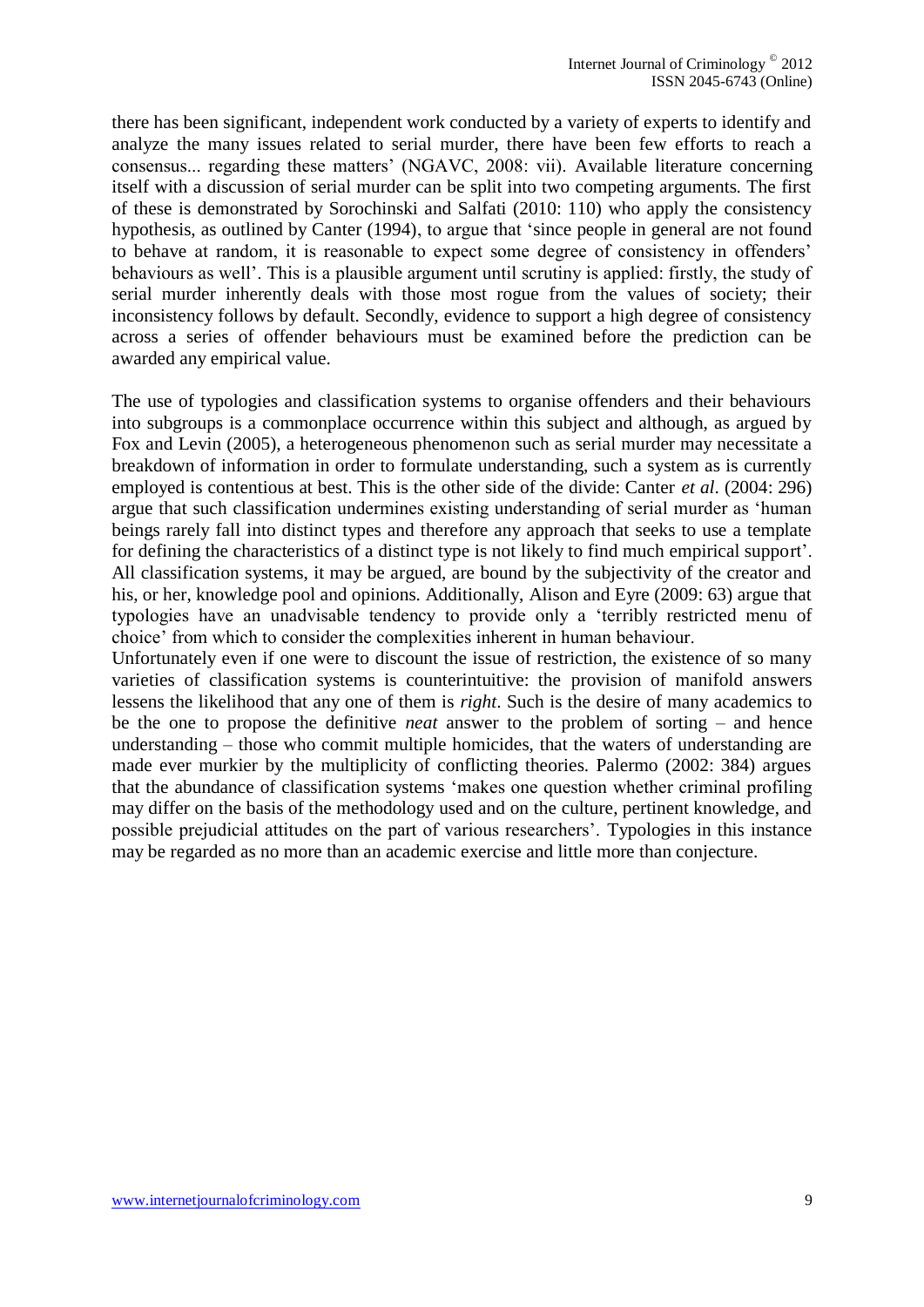there has been significant, independent work conducted by a variety of experts to identify and analyze the many issues related to serial murder, there have been few efforts to reach a consensus... regarding these matters' (NGAVC, 2008: vii). Available literature concerning itself with a discussion of serial murder can be split into two competing arguments. The first of these is demonstrated by Sorochinski and Salfati (2010: 110) who apply the consistency hypothesis, as outlined by Canter (1994), to argue that 'since people in general are not found to behave at random, it is reasonable to expect some degree of consistency in offenders' behaviours as well'. This is a plausible argument until scrutiny is applied: firstly, the study of serial murder inherently deals with those most rogue from the values of society; their inconsistency follows by default. Secondly, evidence to support a high degree of consistency across a series of offender behaviours must be examined before the prediction can be awarded any empirical value.

The use of typologies and classification systems to organise offenders and their behaviours into subgroups is a commonplace occurrence within this subject and although, as argued by Fox and Levin (2005), a heterogeneous phenomenon such as serial murder may necessitate a breakdown of information in order to formulate understanding, such a system as is currently employed is contentious at best. This is the other side of the divide: Canter *et al*. (2004: 296) argue that such classification undermines existing understanding of serial murder as 'human beings rarely fall into distinct types and therefore any approach that seeks to use a template for defining the characteristics of a distinct type is not likely to find much empirical support'. All classification systems, it may be argued, are bound by the subjectivity of the creator and his, or her, knowledge pool and opinions. Additionally, Alison and Eyre (2009: 63) argue that typologies have an unadvisable tendency to provide only a 'terribly restricted menu of choice' from which to consider the complexities inherent in human behaviour.

Unfortunately even if one were to discount the issue of restriction, the existence of so many varieties of classification systems is counterintuitive: the provision of manifold answers lessens the likelihood that any one of them is *right*. Such is the desire of many academics to be the one to propose the definitive *neat* answer to the problem of sorting – and hence understanding – those who commit multiple homicides, that the waters of understanding are made ever murkier by the multiplicity of conflicting theories. Palermo (2002: 384) argues that the abundance of classification systems 'makes one question whether criminal profiling may differ on the basis of the methodology used and on the culture, pertinent knowledge, and possible prejudicial attitudes on the part of various researchers'. Typologies in this instance may be regarded as no more than an academic exercise and little more than conjecture.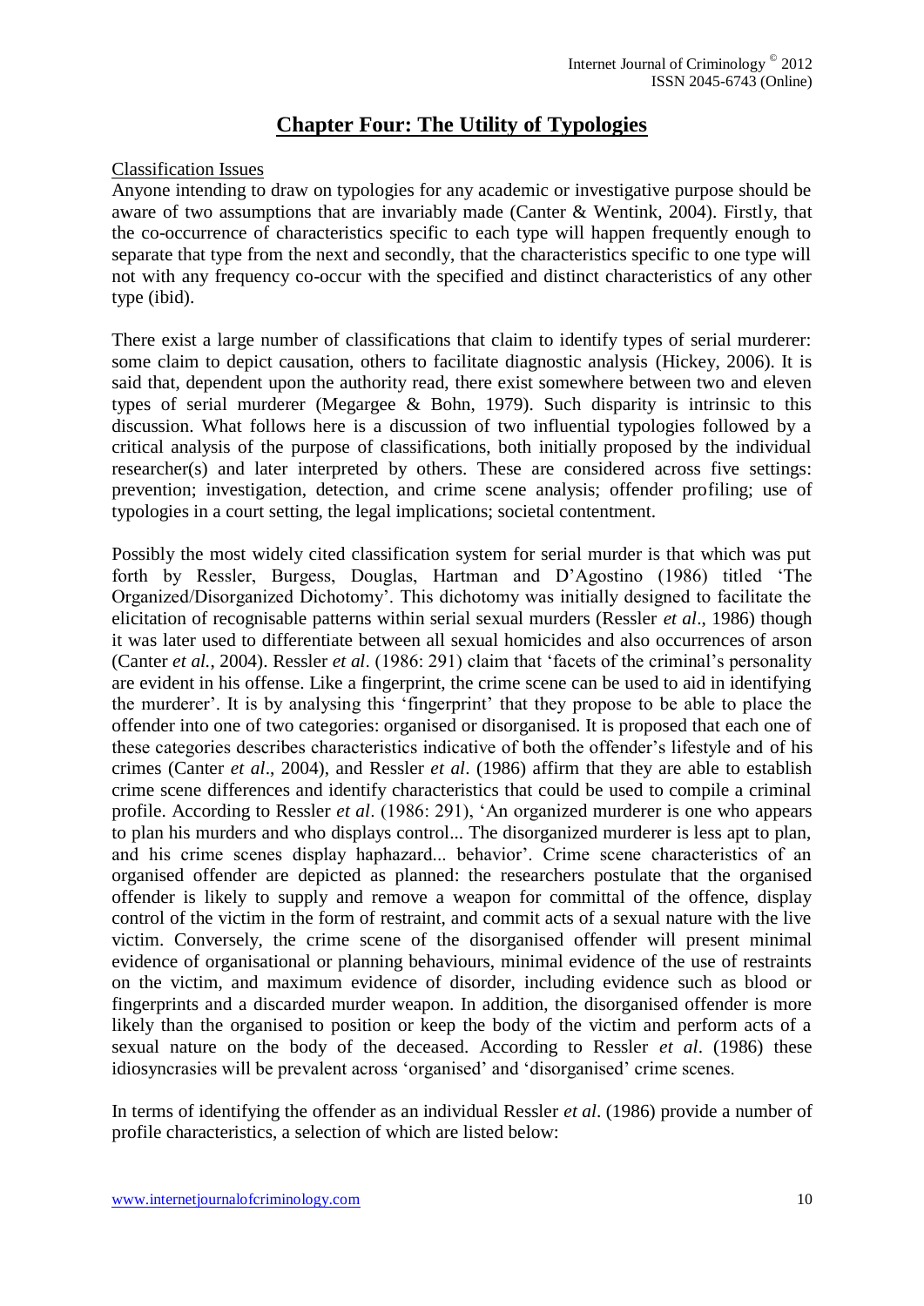## Chapter Four: The Utility of Typologies

Classification Issues

Anyone intending to draw on typologies for any academic or investigative purpose should be aware of two assumptions that are invariably made (Canter & Wentink, 2004). Firstly, that the co-occurrence of characteristics specific to each type will happen frequently enough to separate that type from the next and secondly, that the characteristics specific to one type will not with any frequency co-occur with the specified and distinct characteristics of any other type (ibid).

There exist a large number of classifications that claim to identify types of serial murderer: some claim to depict causation, others to facilitate diagnostic analysis (Hickey, 2006). It is said that, dependent upon the authority read, there exist somewhere between two and eleven types of serial murderer (Megargee & Bohn, 1979). Such disparity is intrinsic to this discussion. What follows here is a discussion of two influential typologies followed by a critical analysis of the purpose of classifications, both initially proposed by the individual researcher(s) and later interpreted by others. These are considered across five settings: prevention; investigation, detection, and crime scene analysis; offender profiling; use of typologies in a court setting, the legal implications; societal contentment.

Possibly the most widely cited classification system for serial murder is that which was put forth by Ressler, Burgess, Douglas, Hartman and D'Agostino (1986) titled 'The Organized/Disorganized Dichotomy'. This dichotomy was initially designed to facilitate the elicitation of recognisable patterns within serial sexual murders (Ressler *et al*., 1986) though it was later used to differentiate between all sexual homicides and also occurrences of arson (Canter *et al.*, 2004). Ressler *et al*. (1986: 291) claim that 'facets of the criminal's personality are evident in his offense. Like a fingerprint, the crime scene can be used to aid in identifying the murderer'. It is by analysing this 'fingerprint' that they propose to be able to place the offender into one of two categories: organised or disorganised. It is proposed that each one of these categories describes characteristics indicative of both the offender's lifestyle and of his crimes (Canter *et al*., 2004), and Ressler *et al*. (1986) affirm that they are able to establish crime scene differences and identify characteristics that could be used to compile a criminal profile. According to Ressler *et al*. (1986: 291), 'An organized murderer is one who appears to plan his murders and who displays control... The disorganized murderer is less apt to plan, and his crime scenes display haphazard... behavior'. Crime scene characteristics of an organised offender are depicted as planned: the researchers postulate that the organised offender is likely to supply and remove a weapon for committal of the offence, display control of the victim in the form of restraint, and commit acts of a sexual nature with the live victim. Conversely, the crime scene of the disorganised offender will present minimal evidence of organisational or planning behaviours, minimal evidence of the use of restraints on the victim, and maximum evidence of disorder, including evidence such as blood or fingerprints and a discarded murder weapon. In addition, the disorganised offender is more likely than the organised to position or keep the body of the victim and perform acts of a sexual nature on the body of the deceased. According to Ressler *et al*. (1986) these idiosyncrasies will be prevalent across 'organised' and 'disorganised' crime scenes.

In terms of identifying the offender as an individual Ressler *et al*. (1986) provide a number of profile characteristics, a selection of which are listed below: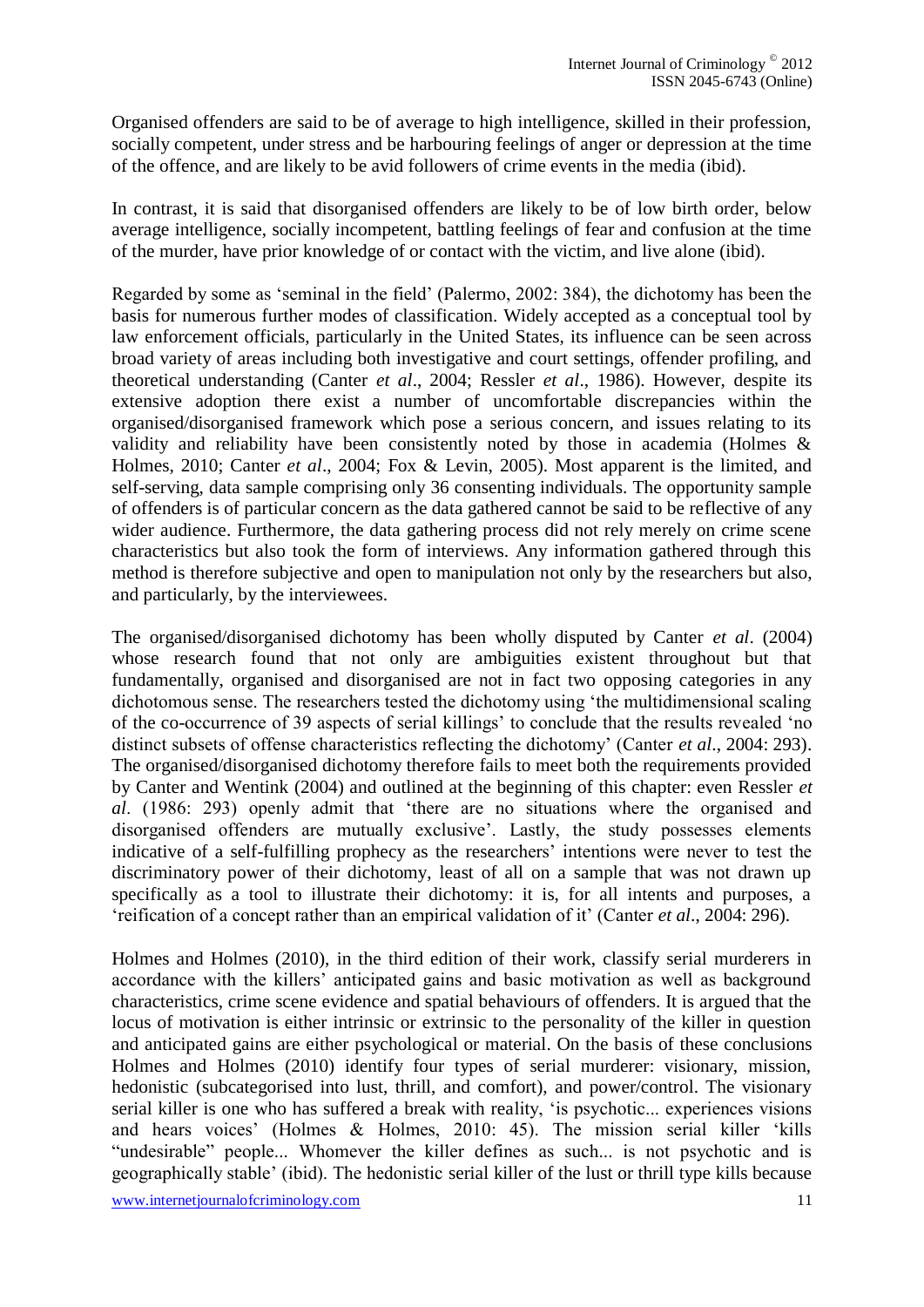Organised offenders are said to be of average to high intelligence, skilled in their profession, socially competent, under stress and be harbouring feelings of anger or depression at the time of the offence, and are likely to be avid followers of crime events in the media (ibid).

In contrast, it is said that disorganised offenders are likely to be of low birth order, below average intelligence, socially incompetent, battling feelings of fear and confusion at the time of the murder, have prior knowledge of or contact with the victim, and live alone (ibid).

Regarded by some as 'seminal in the field' (Palermo, 2002: 384), the dichotomy has been the basis for numerous further modes of classification. Widely accepted as a conceptual tool by law enforcement officials, particularly in the United States, its influence can be seen across broad variety of areas including both investigative and court settings, offender profiling, and theoretical understanding (Canter *et al*., 2004; Ressler *et al*., 1986). However, despite its extensive adoption there exist a number of uncomfortable discrepancies within the organised/disorganised framework which pose a serious concern, and issues relating to its validity and reliability have been consistently noted by those in academia (Holmes & Holmes, 2010; Canter *et al*., 2004; Fox & Levin, 2005). Most apparent is the limited, and self-serving, data sample comprising only 36 consenting individuals. The opportunity sample of offenders is of particular concern as the data gathered cannot be said to be reflective of any wider audience. Furthermore, the data gathering process did not rely merely on crime scene characteristics but also took the form of interviews. Any information gathered through this method is therefore subjective and open to manipulation not only by the researchers but also, and particularly, by the interviewees.

The organised/disorganised dichotomy has been wholly disputed by Canter *et al*. (2004) whose research found that not only are ambiguities existent throughout but that fundamentally, organised and disorganised are not in fact two opposing categories in any dichotomous sense. The researchers tested the dichotomy using 'the multidimensional scaling of the co-occurrence of 39 aspects of serial killings' to conclude that the results revealed 'no distinct subsets of offense characteristics reflecting the dichotomy' (Canter *et al*., 2004: 293). The organised/disorganised dichotomy therefore fails to meet both the requirements provided by Canter and Wentink (2004) and outlined at the beginning of this chapter: even Ressler *et al*. (1986: 293) openly admit that 'there are no situations where the organised and disorganised offenders are mutually exclusive'. Lastly, the study possesses elements indicative of a self-fulfilling prophecy as the researchers' intentions were never to test the discriminatory power of their dichotomy, least of all on a sample that was not drawn up specifically as a tool to illustrate their dichotomy: it is, for all intents and purposes, a 'reification of a concept rather than an empirical validation of it' (Canter *et al*., 2004: 296).

Holmes and Holmes (2010), in the third edition of their work, classify serial murderers in accordance with the killers' anticipated gains and basic motivation as well as background characteristics, crime scene evidence and spatial behaviours of offenders. It is argued that the locus of motivation is either intrinsic or extrinsic to the personality of the killer in question and anticipated gains are either psychological or material. On the basis of these conclusions Holmes and Holmes (2010) identify four types of serial murderer: visionary, mission, hedonistic (subcategorised into lust, thrill, and comfort), and power/control. The visionary serial killer is one who has suffered a break with reality, 'is psychotic... experiences visions and hears voices' (Holmes & Holmes, 2010: 45). The mission serial killer 'kills "undesirable" people... Whomever the killer defines as such... is not psychotic and is geographically stable' (ibid). The hedonistic serial killer of the lust or thrill type kills because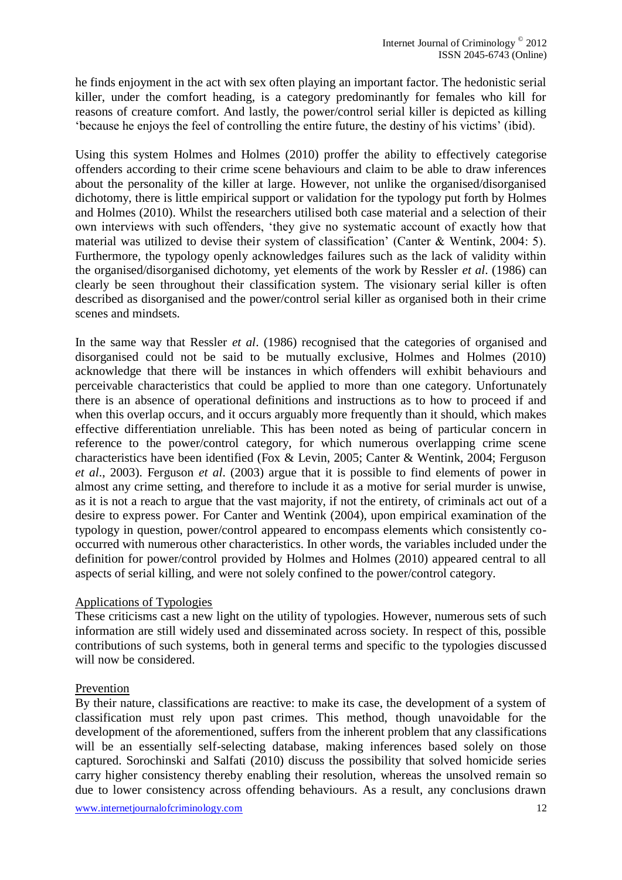he finds enjoyment in the act with sex often playing an important factor. The hedonistic serial killer, under the comfort heading, is a category predominantly for females who kill for reasons of creature comfort. And lastly, the power/control serial killer is depicted as killing 'because he enjoys the feel of controlling the entire future, the destiny of his victims' (ibid).

Using this system Holmes and Holmes (2010) proffer the ability to effectively categorise offenders according to their crime scene behaviours and claim to be able to draw inferences about the personality of the killer at large. However, not unlike the organised/disorganised dichotomy, there is little empirical support or validation for the typology put forth by Holmes and Holmes (2010). Whilst the researchers utilised both case material and a selection of their own interviews with such offenders, 'they give no systematic account of exactly how that material was utilized to devise their system of classification' (Canter & Wentink, 2004: 5). Furthermore, the typology openly acknowledges failures such as the lack of validity within the organised/disorganised dichotomy, yet elements of the work by Ressler *et al*. (1986) can clearly be seen throughout their classification system. The visionary serial killer is often described as disorganised and the power/control serial killer as organised both in their crime scenes and mindsets.

In the same way that Ressler *et al*. (1986) recognised that the categories of organised and disorganised could not be said to be mutually exclusive, Holmes and Holmes (2010) acknowledge that there will be instances in which offenders will exhibit behaviours and perceivable characteristics that could be applied to more than one category. Unfortunately there is an absence of operational definitions and instructions as to how to proceed if and when this overlap occurs, and it occurs arguably more frequently than it should, which makes effective differentiation unreliable. This has been noted as being of particular concern in reference to the power/control category, for which numerous overlapping crime scene characteristics have been identified (Fox & Levin, 2005; Canter & Wentink, 2004; Ferguson *et al*., 2003). Ferguson *et al*. (2003) argue that it is possible to find elements of power in almost any crime setting, and therefore to include it as a motive for serial murder is unwise, as it is not a reach to argue that the vast majority, if not the entirety, of criminals act out of a desire to express power. For Canter and Wentink (2004), upon empirical examination of the typology in question, power/control appeared to encompass elements which consistently co-occurred with numerous other characteristics. In other words, the variables included under the definition for power/control provided by Holmes and Holmes (2010) appeared central to all aspects of serial killing, and were not solely confined to the power/control category.

## Applications of Typologies

These criticisms cast a new light on the utility of typologies. However, numerous sets of such information are still widely used and disseminated across society. In respect of this, possible contributions of such systems, both in general terms and specific to the typologies discussed will now be considered.

### Prevention

By their nature, classifications are reactive: to make its case, the development of a system of classification must rely upon past crimes. This method, though unavoidable for the development of the aforementioned, suffers from the inherent problem that any classifications will be an essentially self-selecting database, making inferences based solely on those captured. Sorochinski and Salfati (2010) discuss the possibility that solved homicide series carry higher consistency thereby enabling their resolution, whereas the unsolved remain so due to lower consistency across offending behaviours. As a result, any conclusions drawn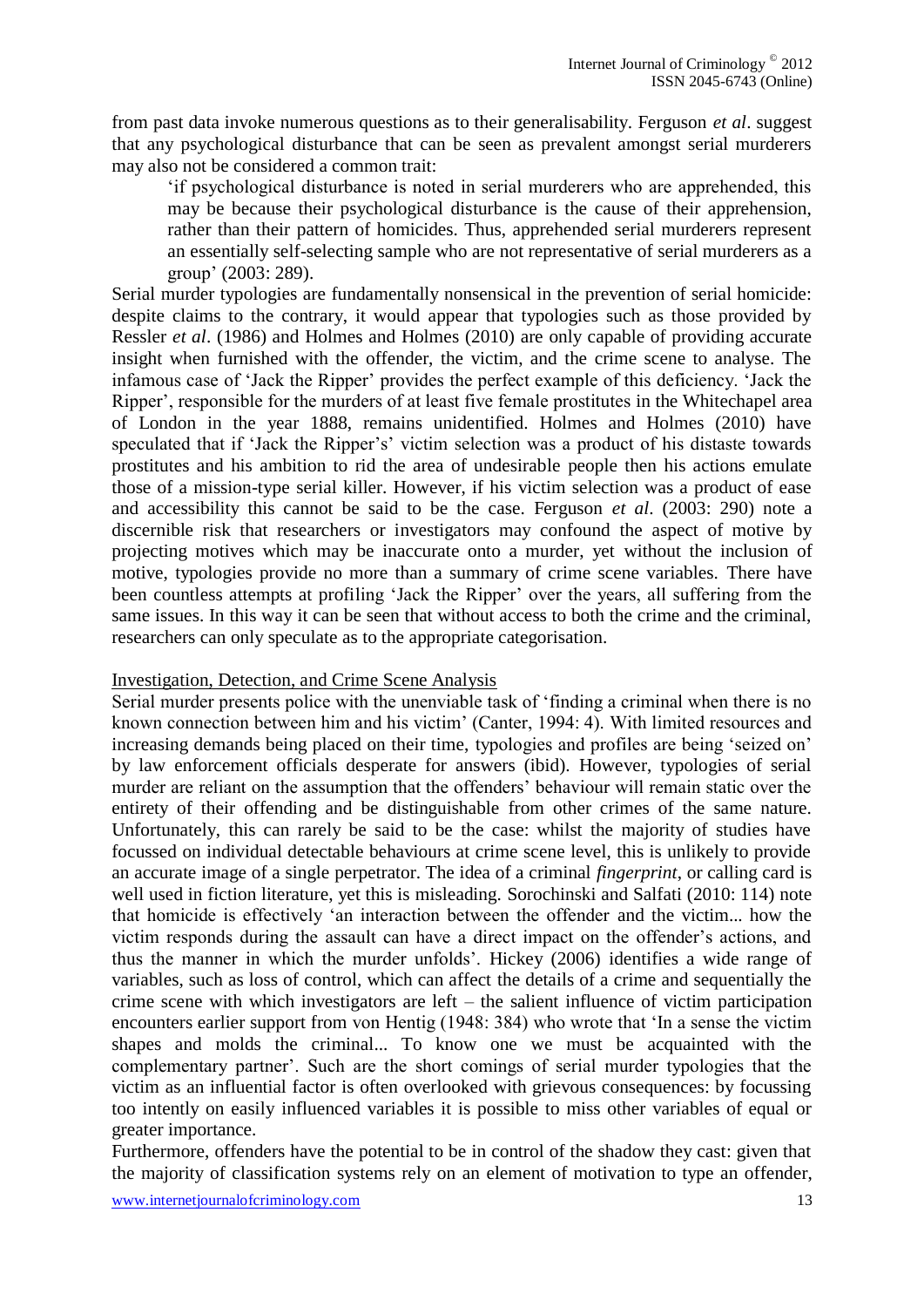from past data invoke numerous questions as to their generalisability. Ferguson *et al*. suggest that any psychological disturbance that can be seen as prevalent amongst serial murderers may also not be considered a common trait:

> 'if psychological disturbance is noted in serial murderers who are apprehended, this may be because their psychological disturbance is the cause of their apprehension, rather than their pattern of homicides. Thus, apprehended serial murderers represent an essentially self-selecting sample who are not representative of serial murderers as a group' (2003: 289).

Serial murder typologies are fundamentally nonsensical in the prevention of serial homicide: despite claims to the contrary, it would appear that typologies such as those provided by Ressler *et al*. (1986) and Holmes and Holmes (2010) are only capable of providing accurate insight when furnished with the offender, the victim, and the crime scene to analyse. The infamous case of 'Jack the Ripper' provides the perfect example of this deficiency. 'Jack the Ripper', responsible for the murders of at least five female prostitutes in the Whitechapel area of London in the year 1888, remains unidentified. Holmes and Holmes (2010) have speculated that if 'Jack the Ripper's' victim selection was a product of his distaste towards prostitutes and his ambition to rid the area of undesirable people then his actions emulate those of a mission-type serial killer. However, if his victim selection was a product of ease and accessibility this cannot be said to be the case. Ferguson *et al*. (2003: 290) note a discernible risk that researchers or investigators may confound the aspect of motive by projecting motives which may be inaccurate onto a murder, yet without the inclusion of motive, typologies provide no more than a summary of crime scene variables. There have been countless attempts at profiling 'Jack the Ripper' over the years, all suffering from the same issues. In this way it can be seen that without access to both the crime and the criminal, researchers can only speculate as to the appropriate categorisation.

## Investigation, Detection, and Crime Scene Analysis

Serial murder presents police with the unenviable task of 'finding a criminal when there is no known connection between him and his victim' (Canter, 1994: 4). With limited resources and increasing demands being placed on their time, typologies and profiles are being 'seized on' by law enforcement officials desperate for answers (ibid). However, typologies of serial murder are reliant on the assumption that the offenders' behaviour will remain static over the entirety of their offending and be distinguishable from other crimes of the same nature. Unfortunately, this can rarely be said to be the case: whilst the majority of studies have focussed on individual detectable behaviours at crime scene level, this is unlikely to provide an accurate image of a single perpetrator. The idea of a criminal *fingerprint*, or calling card is well used in fiction literature, yet this is misleading. Sorochinski and Salfati (2010: 114) note that homicide is effectively 'an interaction between the offender and the victim... how the victim responds during the assault can have a direct impact on the offender's actions, and thus the manner in which the murder unfolds'. Hickey (2006) identifies a wide range of variables, such as loss of control, which can affect the details of a crime and sequentially the crime scene with which investigators are left – the salient influence of victim participation encounters earlier support from von Hentig (1948: 384) who wrote that 'In a sense the victim shapes and molds the criminal... To know one we must be acquainted with the complementary partner'. Such are the short comings of serial murder typologies that the victim as an influential factor is often overlooked with grievous consequences: by focussing too intently on easily influenced variables it is possible to miss other variables of equal or greater importance.

Furthermore, offenders have the potential to be in control of the shadow they cast: given that the majority of classification systems rely on an element of motivation to type an offender,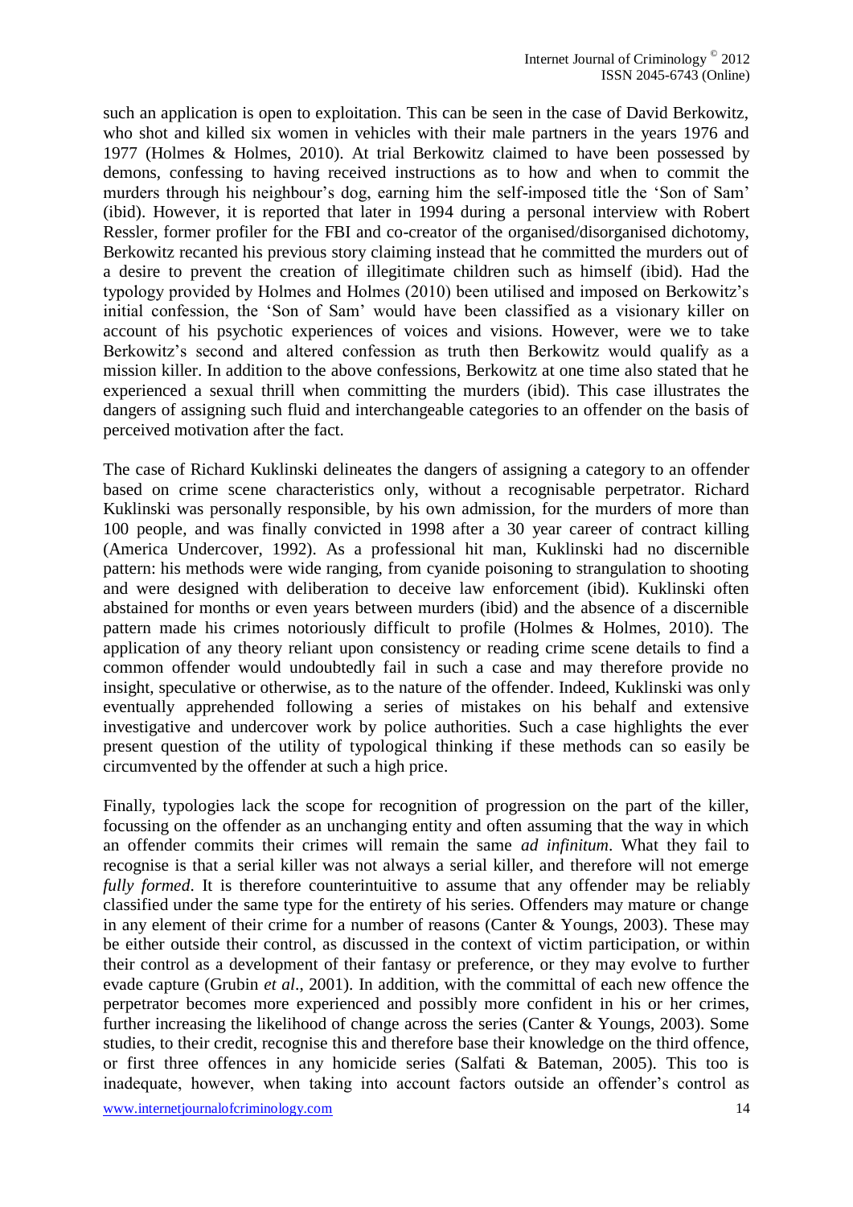such an application is open to exploitation. This can be seen in the case of David Berkowitz, who shot and killed six women in vehicles with their male partners in the years 1976 and 1977 (Holmes & Holmes, 2010). At trial Berkowitz claimed to have been possessed by demons, confessing to having received instructions as to how and when to commit the murders through his neighbour's dog, earning him the self-imposed title the 'Son of Sam' (ibid). However, it is reported that later in 1994 during a personal interview with Robert Ressler, former profiler for the FBI and co-creator of the organised/disorganised dichotomy, Berkowitz recanted his previous story claiming instead that he committed the murders out of a desire to prevent the creation of illegitimate children such as himself (ibid). Had the typology provided by Holmes and Holmes (2010) been utilised and imposed on Berkowitz's initial confession, the 'Son of Sam' would have been classified as a visionary killer on account of his psychotic experiences of voices and visions. However, were we to take Berkowitz's second and altered confession as truth then Berkowitz would qualify as a mission killer. In addition to the above confessions, Berkowitz at one time also stated that he experienced a sexual thrill when committing the murders (ibid). This case illustrates the dangers of assigning such fluid and interchangeable categories to an offender on the basis of perceived motivation after the fact.

The case of Richard Kuklinski delineates the dangers of assigning a category to an offender based on crime scene characteristics only, without a recognisable perpetrator. Richard Kuklinski was personally responsible, by his own admission, for the murders of more than 100 people, and was finally convicted in 1998 after a 30 year career of contract killing (America Undercover, 1992). As a professional hit man, Kuklinski had no discernible pattern: his methods were wide ranging, from cyanide poisoning to strangulation to shooting and were designed with deliberation to deceive law enforcement (ibid). Kuklinski often abstained for months or even years between murders (ibid) and the absence of a discernible pattern made his crimes notoriously difficult to profile (Holmes & Holmes, 2010). The application of any theory reliant upon consistency or reading crime scene details to find a common offender would undoubtedly fail in such a case and may therefore provide no insight, speculative or otherwise, as to the nature of the offender. Indeed, Kuklinski was only eventually apprehended following a series of mistakes on his behalf and extensive investigative and undercover work by police authorities. Such a case highlights the ever present question of the utility of typological thinking if these methods can so easily be circumvented by the offender at such a high price.

Finally, typologies lack the scope for recognition of progression on the part of the killer, focussing on the offender as an unchanging entity and often assuming that the way in which an offender commits their crimes will remain the same *ad infinitum*. What they fail to recognise is that a serial killer was not always a serial killer, and therefore will not emerge *fully formed*. It is therefore counterintuitive to assume that any offender may be reliably classified under the same type for the entirety of his series. Offenders may mature or change in any element of their crime for a number of reasons (Canter & Youngs, 2003). These may be either outside their control, as discussed in the context of victim participation, or within their control as a development of their fantasy or preference, or they may evolve to further evade capture (Grubin *et al*., 2001). In addition, with the committal of each new offence the perpetrator becomes more experienced and possibly more confident in his or her crimes, further increasing the likelihood of change across the series (Canter & Youngs, 2003). Some studies, to their credit, recognise this and therefore base their knowledge on the third offence, or first three offences in any homicide series (Salfati & Bateman, 2005). This too is inadequate, however, when taking into account factors outside an offender's control as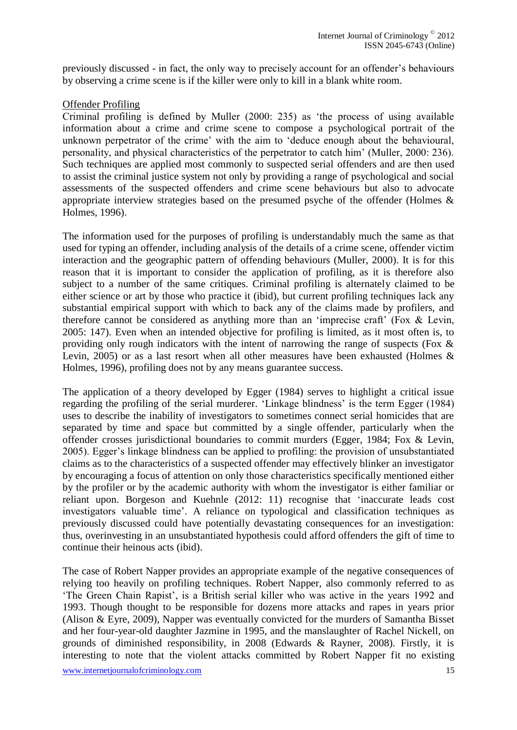previously discussed - in fact, the only way to precisely account for an offender's behaviours by observing a crime scene is if the killer were only to kill in a blank white room.

## Offender Profiling

Criminal profiling is defined by Muller (2000: 235) as 'the process of using available information about a crime and crime scene to compose a psychological portrait of the unknown perpetrator of the crime' with the aim to 'deduce enough about the behavioural, personality, and physical characteristics of the perpetrator to catch him' (Muller, 2000: 236). Such techniques are applied most commonly to suspected serial offenders and are then used to assist the criminal justice system not only by providing a range of psychological and social assessments of the suspected offenders and crime scene behaviours but also to advocate appropriate interview strategies based on the presumed psyche of the offender (Holmes & Holmes, 1996).

The information used for the purposes of profiling is understandably much the same as that used for typing an offender, including analysis of the details of a crime scene, offender victim interaction and the geographic pattern of offending behaviours (Muller, 2000). It is for this reason that it is important to consider the application of profiling, as it is therefore also subject to a number of the same critiques. Criminal profiling is alternately claimed to be either science or art by those who practice it (ibid), but current profiling techniques lack any substantial empirical support with which to back any of the claims made by profilers, and therefore cannot be considered as anything more than an 'imprecise craft' (Fox & Levin, 2005: 147). Even when an intended objective for profiling is limited, as it most often is, to providing only rough indicators with the intent of narrowing the range of suspects (Fox & Levin, 2005) or as a last resort when all other measures have been exhausted (Holmes & Holmes, 1996), profiling does not by any means guarantee success.

The application of a theory developed by Egger (1984) serves to highlight a critical issue regarding the profiling of the serial murderer. 'Linkage blindness' is the term Egger (1984) uses to describe the inability of investigators to sometimes connect serial homicides that are separated by time and space but committed by a single offender, particularly when the offender crosses jurisdictional boundaries to commit murders (Egger, 1984; Fox & Levin, 2005). Egger's linkage blindness can be applied to profiling: the provision of unsubstantiated claims as to the characteristics of a suspected offender may effectively blinker an investigator by encouraging a focus of attention on only those characteristics specifically mentioned either by the profiler or by the academic authority with whom the investigator is either familiar or reliant upon. Borgeson and Kuehnle (2012: 11) recognise that 'inaccurate leads cost investigators valuable time'. A reliance on typological and classification techniques as previously discussed could have potentially devastating consequences for an investigation: thus, overinvesting in an unsubstantiated hypothesis could afford offenders the gift of time to continue their heinous acts (ibid).

The case of Robert Napper provides an appropriate example of the negative consequences of relying too heavily on profiling techniques. Robert Napper, also commonly referred to as 'The Green Chain Rapist', is a British serial killer who was active in the years 1992 and 1993. Though thought to be responsible for dozens more attacks and rapes in years prior (Alison & Eyre, 2009), Napper was eventually convicted for the murders of Samantha Bisset and her four-year-old daughter Jazmine in 1995, and the manslaughter of Rachel Nickell, on grounds of diminished responsibility, in 2008 (Edwards & Rayner, 2008). Firstly, it is interesting to note that the violent attacks committed by Robert Napper fit no existing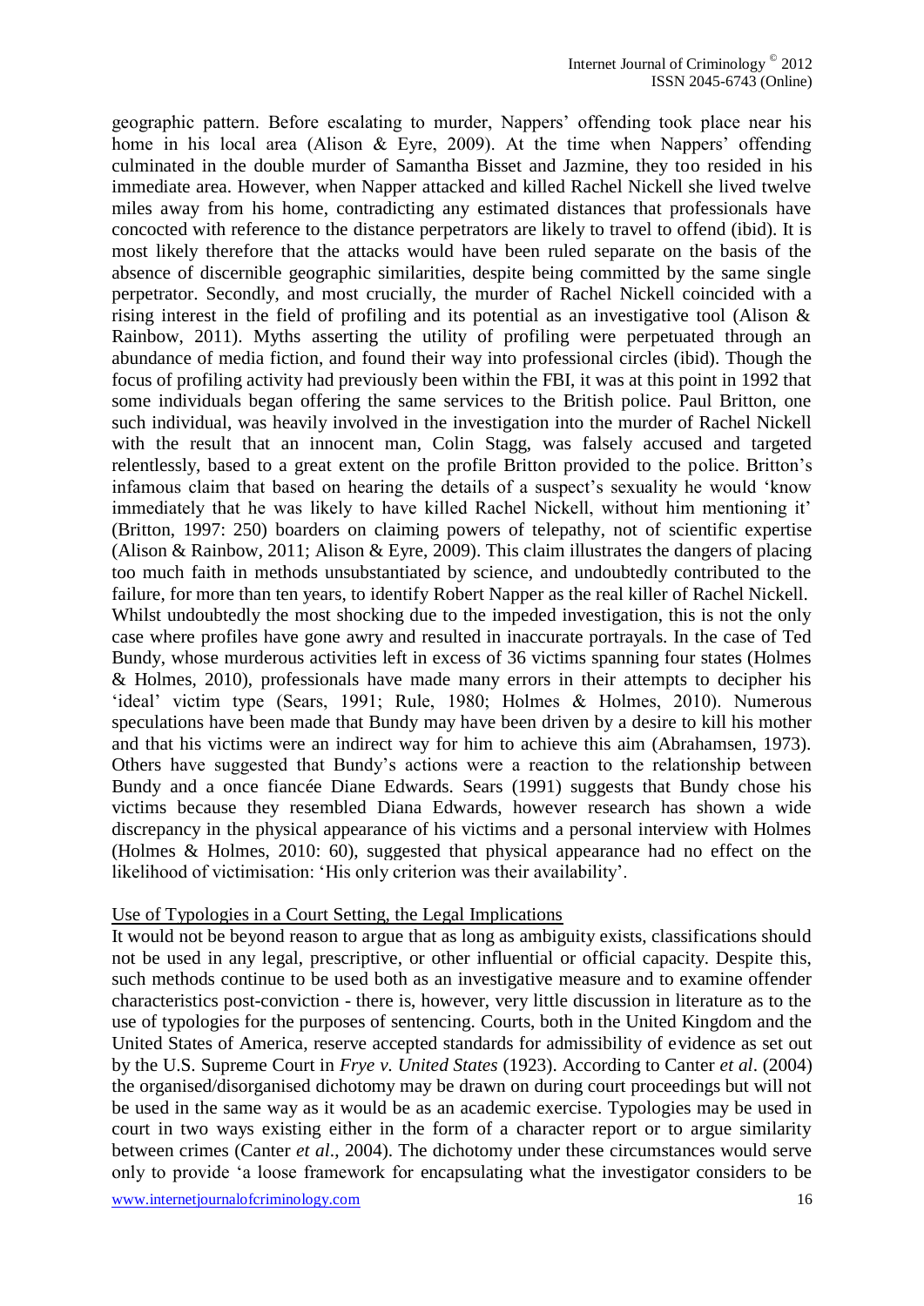geographic pattern. Before escalating to murder, Nappers' offending took place near his home in his local area (Alison & Eyre, 2009). At the time when Nappers' offending culminated in the double murder of Samantha Bisset and Jazmine, they too resided in his immediate area. However, when Napper attacked and killed Rachel Nickell she lived twelve miles away from his home, contradicting any estimated distances that professionals have concocted with reference to the distance perpetrators are likely to travel to offend (ibid). It is most likely therefore that the attacks would have been ruled separate on the basis of the absence of discernible geographic similarities, despite being committed by the same single perpetrator. Secondly, and most crucially, the murder of Rachel Nickell coincided with a rising interest in the field of profiling and its potential as an investigative tool (Alison & Rainbow, 2011). Myths asserting the utility of profiling were perpetuated through an abundance of media fiction, and found their way into professional circles (ibid). Though the focus of profiling activity had previously been within the FBI, it was at this point in 1992 that some individuals began offering the same services to the British police. Paul Britton, one such individual, was heavily involved in the investigation into the murder of Rachel Nickell with the result that an innocent man, Colin Stagg, was falsely accused and targeted relentlessly, based to a great extent on the profile Britton provided to the police. Britton's infamous claim that based on hearing the details of a suspect's sexuality he would 'know immediately that he was likely to have killed Rachel Nickell, without him mentioning it' (Britton, 1997: 250) boarders on claiming powers of telepathy, not of scientific expertise (Alison & Rainbow, 2011; Alison & Eyre, 2009). This claim illustrates the dangers of placing too much faith in methods unsubstantiated by science, and undoubtedly contributed to the failure, for more than ten years, to identify Robert Napper as the real killer of Rachel Nickell. Whilst undoubtedly the most shocking due to the impeded investigation, this is not the only case where profiles have gone awry and resulted in inaccurate portrayals. In the case of Ted Bundy, whose murderous activities left in excess of 36 victims spanning four states (Holmes & Holmes, 2010), professionals have made many errors in their attempts to decipher his 'ideal' victim type (Sears, 1991; Rule, 1980; Holmes & Holmes, 2010). Numerous speculations have been made that Bundy may have been driven by a desire to kill his mother and that his victims were an indirect way for him to achieve this aim (Abrahamsen, 1973). Others have suggested that Bundy's actions were a reaction to the relationship between Bundy and a once fiancée Diane Edwards. Sears (1991) suggests that Bundy chose his victims because they resembled Diana Edwards, however research has shown a wide discrepancy in the physical appearance of his victims and a personal interview with Holmes (Holmes & Holmes, 2010: 60), suggested that physical appearance had no effect on the likelihood of victimisation: 'His only criterion was their availability'.

## Use of Typologies in a Court Setting, the Legal Implications

It would not be beyond reason to argue that as long as ambiguity exists, classifications should not be used in any legal, prescriptive, or other influential or official capacity. Despite this, such methods continue to be used both as an investigative measure and to examine offender characteristics post-conviction - there is, however, very little discussion in literature as to the use of typologies for the purposes of sentencing. Courts, both in the United Kingdom and the United States of America, reserve accepted standards for admissibility of evidence as set out by the U.S. Supreme Court in *Frye v. United States* (1923). According to Canter *et al*. (2004) the organised/disorganised dichotomy may be drawn on during court proceedings but will not be used in the same way as it would be as an academic exercise. Typologies may be used in court in two ways existing either in the form of a character report or to argue similarity between crimes (Canter *et al*., 2004). The dichotomy under these circumstances would serve only to provide 'a loose framework for encapsulating what the investigator considers to be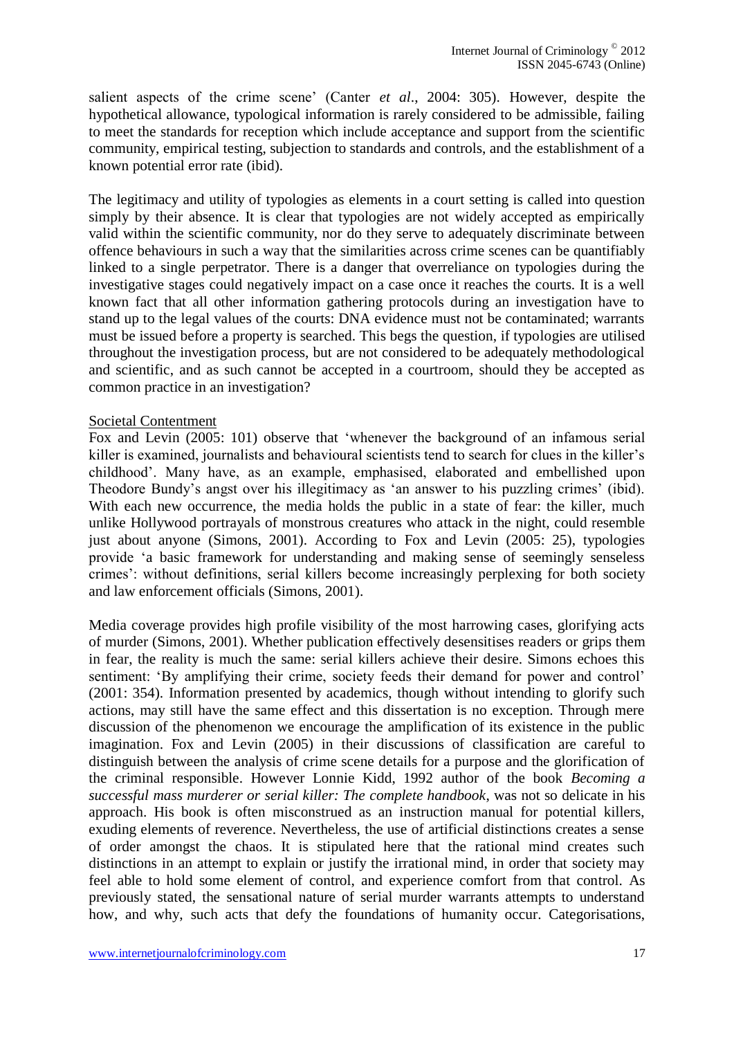salient aspects of the crime scene' (Canter *et al*., 2004: 305). However, despite the hypothetical allowance, typological information is rarely considered to be admissible, failing to meet the standards for reception which include acceptance and support from the scientific community, empirical testing, subjection to standards and controls, and the establishment of a known potential error rate (ibid).

The legitimacy and utility of typologies as elements in a court setting is called into question simply by their absence. It is clear that typologies are not widely accepted as empirically valid within the scientific community, nor do they serve to adequately discriminate between offence behaviours in such a way that the similarities across crime scenes can be quantifiably linked to a single perpetrator. There is a danger that overreliance on typologies during the investigative stages could negatively impact on a case once it reaches the courts. It is a well known fact that all other information gathering protocols during an investigation have to stand up to the legal values of the courts: DNA evidence must not be contaminated; warrants must be issued before a property is searched. This begs the question, if typologies are utilised throughout the investigation process, but are not considered to be adequately methodological and scientific, and as such cannot be accepted in a courtroom, should they be accepted as common practice in an investigation?

<u>Societal Contentment</u>

Fox and Levin (2005: 101) observe that 'whenever the background of an infamous serial killer is examined, journalists and behavioural scientists tend to search for clues in the killer's childhood'. Many have, as an example, emphasised, elaborated and embellished upon Theodore Bundy's angst over his illegitimacy as 'an answer to his puzzling crimes' (ibid). With each new occurrence, the media holds the public in a state of fear: the killer, much unlike Hollywood portrayals of monstrous creatures who attack in the night, could resemble just about anyone (Simons, 2001). According to Fox and Levin (2005: 25), typologies provide 'a basic framework for understanding and making sense of seemingly senseless crimes': without definitions, serial killers become increasingly perplexing for both society and law enforcement officials (Simons, 2001).

Media coverage provides high profile visibility of the most harrowing cases, glorifying acts of murder (Simons, 2001). Whether publication effectively desensitises readers or grips them in fear, the reality is much the same: serial killers achieve their desire. Simons echoes this sentiment: 'By amplifying their crime, society feeds their demand for power and control' (2001: 354). Information presented by academics, though without intending to glorify such actions, may still have the same effect and this dissertation is no exception. Through mere discussion of the phenomenon we encourage the amplification of its existence in the public imagination. Fox and Levin (2005) in their discussions of classification are careful to distinguish between the analysis of crime scene details for a purpose and the glorification of the criminal responsible. However Lonnie Kidd, 1992 author of the book *Becoming a successful mass murderer or serial killer: The complete handbook*, was not so delicate in his approach. His book is often misconstrued as an instruction manual for potential killers, exuding elements of reverence. Nevertheless, the use of artificial distinctions creates a sense of order amongst the chaos. It is stipulated here that the rational mind creates such distinctions in an attempt to explain or justify the irrational mind, in order that society may feel able to hold some element of control, and experience comfort from that control. As previously stated, the sensational nature of serial murder warrants attempts to understand how, and why, such acts that defy the foundations of humanity occur. Categorisations,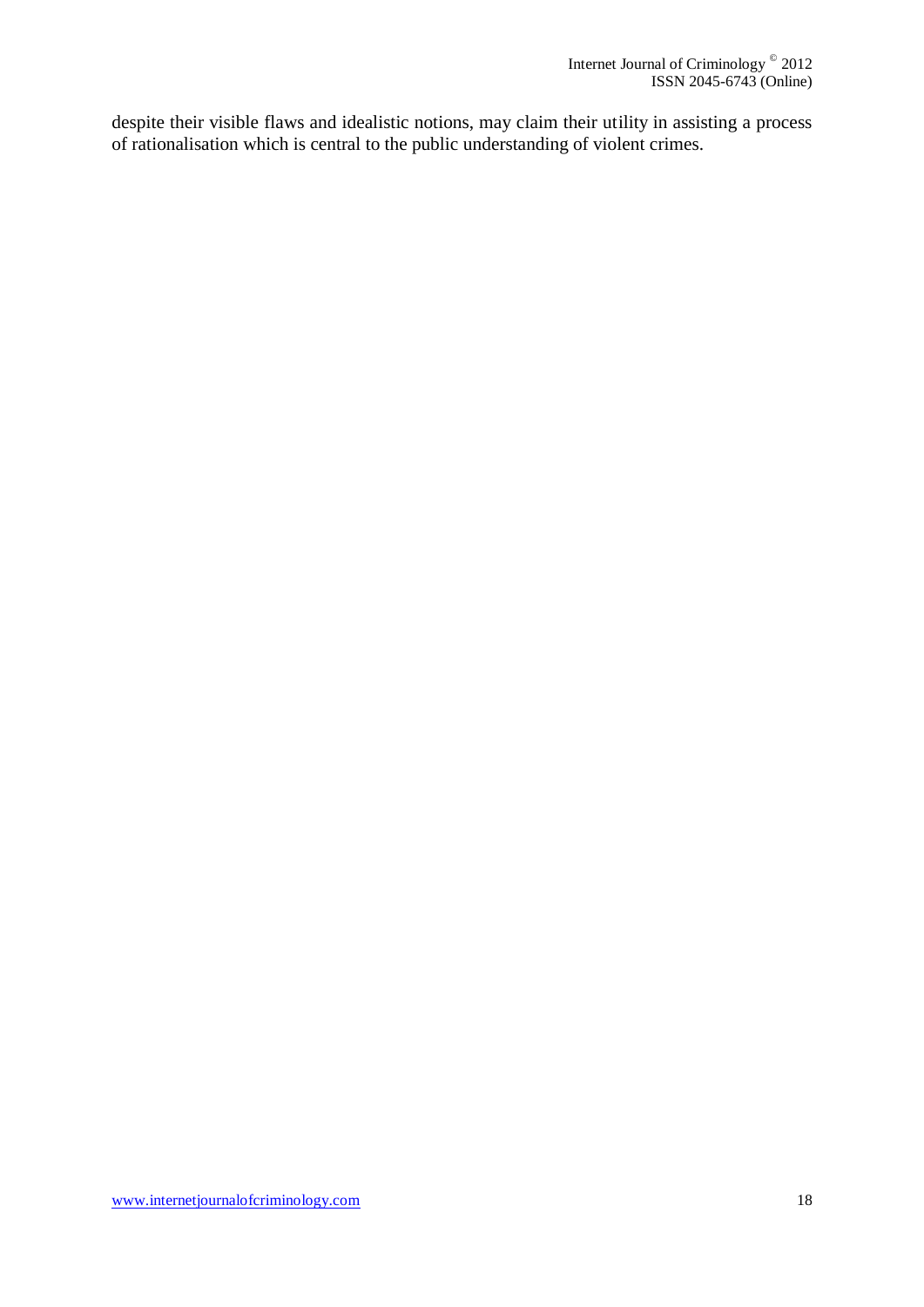despite their visible flaws and idealistic notions, may claim their utility in assisting a process of rationalisation which is central to the public understanding of violent crimes.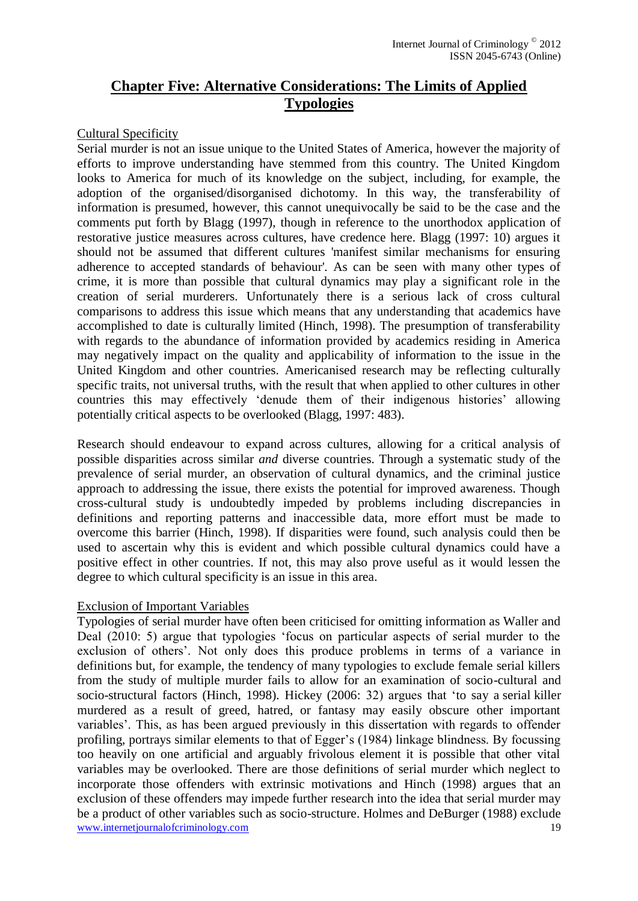# Chapter Five: Alternative Considerations: The Limits of Applied Typologies

## Cultural Specificity

Serial murder is not an issue unique to the United States of America, however the majority of efforts to improve understanding have stemmed from this country. The United Kingdom looks to America for much of its knowledge on the subject, including, for example, the adoption of the organised/disorganised dichotomy. In this way, the transferability of information is presumed, however, this cannot unequivocally be said to be the case and the comments put forth by Blagg (1997), though in reference to the unorthodox application of restorative justice measures across cultures, have credence here. Blagg (1997: 10) argues it should not be assumed that different cultures 'manifest similar mechanisms for ensuring adherence to accepted standards of behaviour'. As can be seen with many other types of crime, it is more than possible that cultural dynamics may play a significant role in the creation of serial murderers. Unfortunately there is a serious lack of cross cultural comparisons to address this issue which means that any understanding that academics have accomplished to date is culturally limited (Hinch, 1998). The presumption of transferability with regards to the abundance of information provided by academics residing in America may negatively impact on the quality and applicability of information to the issue in the United Kingdom and other countries. Americanised research may be reflecting culturally specific traits, not universal truths, with the result that when applied to other cultures in other countries this may effectively 'denude them of their indigenous histories' allowing potentially critical aspects to be overlooked (Blagg, 1997: 483).

Research should endeavour to expand across cultures, allowing for a critical analysis of possible disparities across similar *and* diverse countries. Through a systematic study of the prevalence of serial murder, an observation of cultural dynamics, and the criminal justice approach to addressing the issue, there exists the potential for improved awareness. Though cross-cultural study is undoubtedly impeded by problems including discrepancies in definitions and reporting patterns and inaccessible data, more effort must be made to overcome this barrier (Hinch, 1998). If disparities were found, such analysis could then be used to ascertain why this is evident and which possible cultural dynamics could have a positive effect in other countries. If not, this may also prove useful as it would lessen the degree to which cultural specificity is an issue in this area.

## Exclusion of Important Variables

Typologies of serial murder have often been criticised for omitting information as Waller and Deal (2010: 5) argue that typologies 'focus on particular aspects of serial murder to the exclusion of others'. Not only does this produce problems in terms of a variance in definitions but, for example, the tendency of many typologies to exclude female serial killers from the study of multiple murder fails to allow for an examination of socio-cultural and socio-structural factors (Hinch, 1998). Hickey (2006: 32) argues that 'to say a serial killer murdered as a result of greed, hatred, or fantasy may easily obscure other important variables'. This, as has been argued previously in this dissertation with regards to offender profiling, portrays similar elements to that of Egger's (1984) linkage blindness. By focussing too heavily on one artificial and arguably frivolous element it is possible that other vital variables may be overlooked. There are those definitions of serial murder which neglect to incorporate those offenders with extrinsic motivations and Hinch (1998) argues that an exclusion of these offenders may impede further research into the idea that serial murder may be a product of other variables such as socio-structure. Holmes and DeBurger (1988) exclude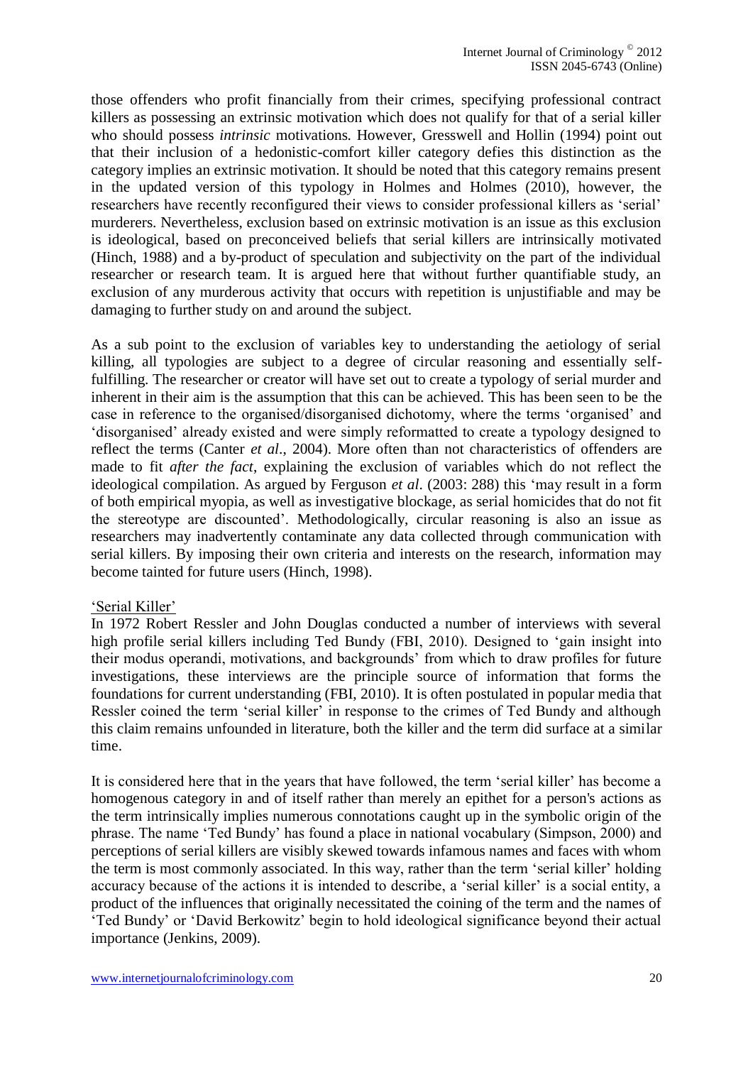those offenders who profit financially from their crimes, specifying professional contract killers as possessing an extrinsic motivation which does not qualify for that of a serial killer who should possess *intrinsic* motivations. However, Gresswell and Hollin (1994) point out that their inclusion of a hedonistic-comfort killer category defies this distinction as the category implies an extrinsic motivation. It should be noted that this category remains present in the updated version of this typology in Holmes and Holmes (2010), however, the researchers have recently reconfigured their views to consider professional killers as 'serial' murderers. Nevertheless, exclusion based on extrinsic motivation is an issue as this exclusion is ideological, based on preconceived beliefs that serial killers are intrinsically motivated (Hinch, 1988) and a by-product of speculation and subjectivity on the part of the individual researcher or research team. It is argued here that without further quantifiable study, an exclusion of any murderous activity that occurs with repetition is unjustifiable and may be damaging to further study on and around the subject.

As a sub point to the exclusion of variables key to understanding the aetiology of serial killing, all typologies are subject to a degree of circular reasoning and essentially self-fulfilling. The researcher or creator will have set out to create a typology of serial murder and inherent in their aim is the assumption that this can be achieved. This has been seen to be the case in reference to the organised/disorganised dichotomy, where the terms 'organised' and 'disorganised' already existed and were simply reformatted to create a typology designed to reflect the terms (Canter *et al*., 2004). More often than not characteristics of offenders are made to fit *after the fact*, explaining the exclusion of variables which do not reflect the ideological compilation. As argued by Ferguson *et al*. (2003: 288) this 'may result in a form of both empirical myopia, as well as investigative blockage, as serial homicides that do not fit the stereotype are discounted'. Methodologically, circular reasoning is also an issue as researchers may inadvertently contaminate any data collected through communication with serial killers. By imposing their own criteria and interests on the research, information may become tainted for future users (Hinch, 1998).

'Serial Killer'

In 1972 Robert Ressler and John Douglas conducted a number of interviews with several high profile serial killers including Ted Bundy (FBI, 2010). Designed to 'gain insight into their modus operandi, motivations, and backgrounds' from which to draw profiles for future investigations, these interviews are the principle source of information that forms the foundations for current understanding (FBI, 2010). It is often postulated in popular media that Ressler coined the term 'serial killer' in response to the crimes of Ted Bundy and although this claim remains unfounded in literature, both the killer and the term did surface at a similar time.

It is considered here that in the years that have followed, the term 'serial killer' has become a homogenous category in and of itself rather than merely an epithet for a person's actions as the term intrinsically implies numerous connotations caught up in the symbolic origin of the phrase. The name 'Ted Bundy' has found a place in national vocabulary (Simpson, 2000) and perceptions of serial killers are visibly skewed towards infamous names and faces with whom the term is most commonly associated. In this way, rather than the term 'serial killer' holding accuracy because of the actions it is intended to describe, a 'serial killer' is a social entity, a product of the influences that originally necessitated the coining of the term and the names of 'Ted Bundy' or 'David Berkowitz' begin to hold ideological significance beyond their actual importance (Jenkins, 2009).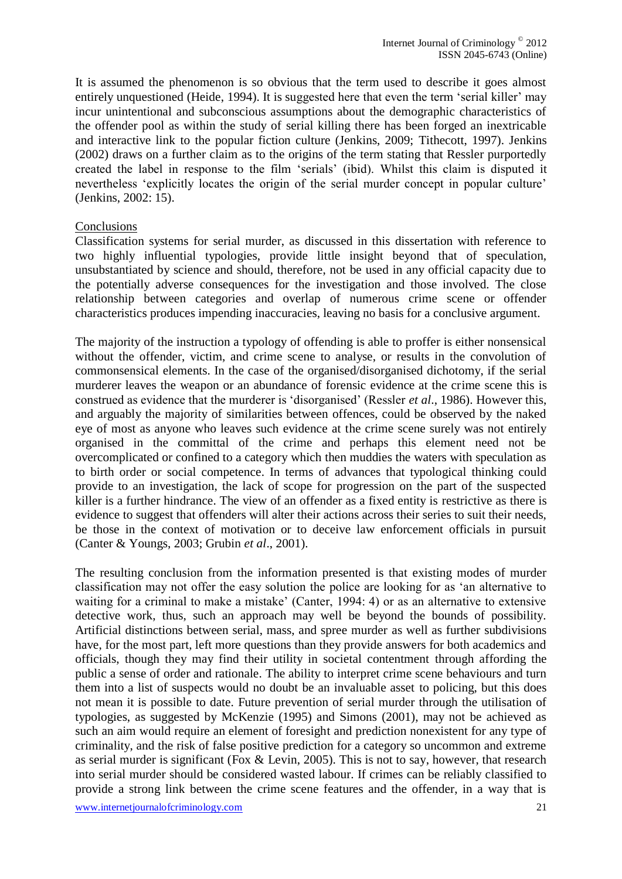It is assumed the phenomenon is so obvious that the term used to describe it goes almost entirely unquestioned (Heide, 1994). It is suggested here that even the term 'serial killer' may incur unintentional and subconscious assumptions about the demographic characteristics of the offender pool as within the study of serial killing there has been forged an inextricable and interactive link to the popular fiction culture (Jenkins, 2009; Tithecott, 1997). Jenkins (2002) draws on a further claim as to the origins of the term stating that Ressler purportedly created the label in response to the film 'serials' (ibid). Whilst this claim is disputed it nevertheless 'explicitly locates the origin of the serial murder concept in popular culture' (Jenkins, 2002: 15).

## Conclusions

Classification systems for serial murder, as discussed in this dissertation with reference to two highly influential typologies, provide little insight beyond that of speculation, unsubstantiated by science and should, therefore, not be used in any official capacity due to the potentially adverse consequences for the investigation and those involved. The close relationship between categories and overlap of numerous crime scene or offender characteristics produces impending inaccuracies, leaving no basis for a conclusive argument.

The majority of the instruction a typology of offending is able to proffer is either nonsensical without the offender, victim, and crime scene to analyse, or results in the convolution of commonsensical elements. In the case of the organised/disorganised dichotomy, if the serial murderer leaves the weapon or an abundance of forensic evidence at the crime scene this is construed as evidence that the murderer is 'disorganised' (Ressler *et al*., 1986). However this, and arguably the majority of similarities between offences, could be observed by the naked eye of most as anyone who leaves such evidence at the crime scene surely was not entirely organised in the committal of the crime and perhaps this element need not be overcomplicated or confined to a category which then muddies the waters with speculation as to birth order or social competence. In terms of advances that typological thinking could provide to an investigation, the lack of scope for progression on the part of the suspected killer is a further hindrance. The view of an offender as a fixed entity is restrictive as there is evidence to suggest that offenders will alter their actions across their series to suit their needs, be those in the context of motivation or to deceive law enforcement officials in pursuit (Canter & Youngs, 2003; Grubin *et al*., 2001).

The resulting conclusion from the information presented is that existing modes of murder classification may not offer the easy solution the police are looking for as 'an alternative to waiting for a criminal to make a mistake' (Canter, 1994: 4) or as an alternative to extensive detective work, thus, such an approach may well be beyond the bounds of possibility. Artificial distinctions between serial, mass, and spree murder as well as further subdivisions have, for the most part, left more questions than they provide answers for both academics and officials, though they may find their utility in societal contentment through affording the public a sense of order and rationale. The ability to interpret crime scene behaviours and turn them into a list of suspects would no doubt be an invaluable asset to policing, but this does not mean it is possible to date. Future prevention of serial murder through the utilisation of typologies, as suggested by McKenzie (1995) and Simons (2001), may not be achieved as such an aim would require an element of foresight and prediction nonexistent for any type of criminality, and the risk of false positive prediction for a category so uncommon and extreme as serial murder is significant (Fox & Levin, 2005). This is not to say, however, that research into serial murder should be considered wasted labour. If crimes can be reliably classified to provide a strong link between the crime scene features and the offender, in a way that is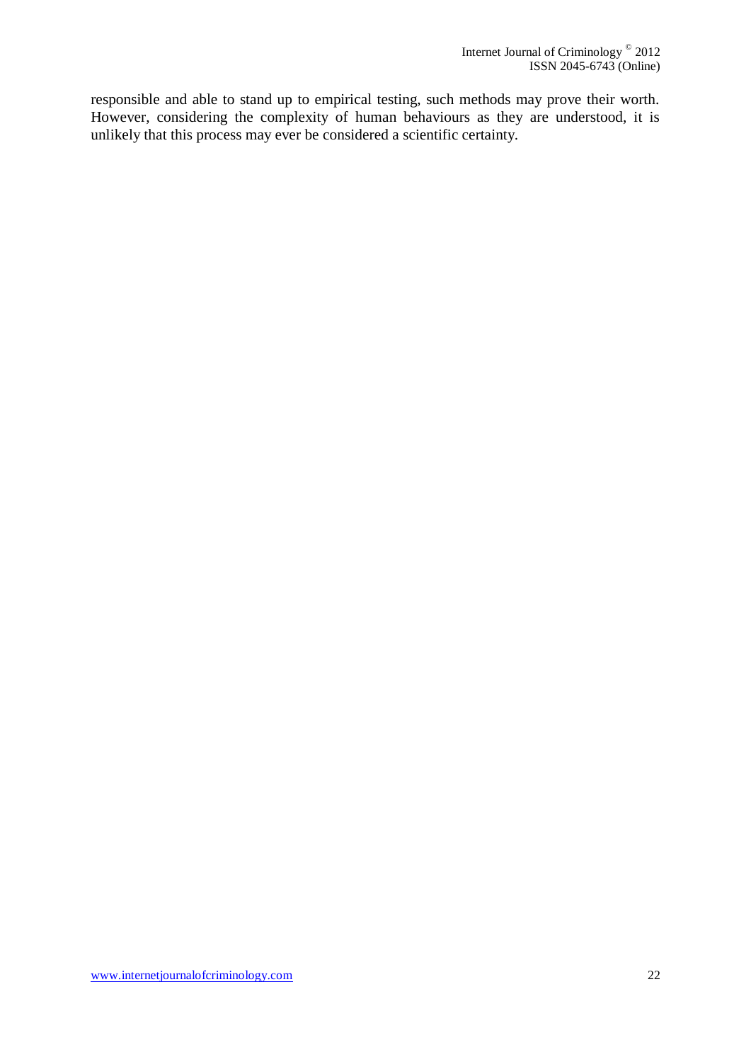responsible and able to stand up to empirical testing, such methods may prove their worth. However, considering the complexity of human behaviours as they are understood, it is unlikely that this process may ever be considered a scientific certainty.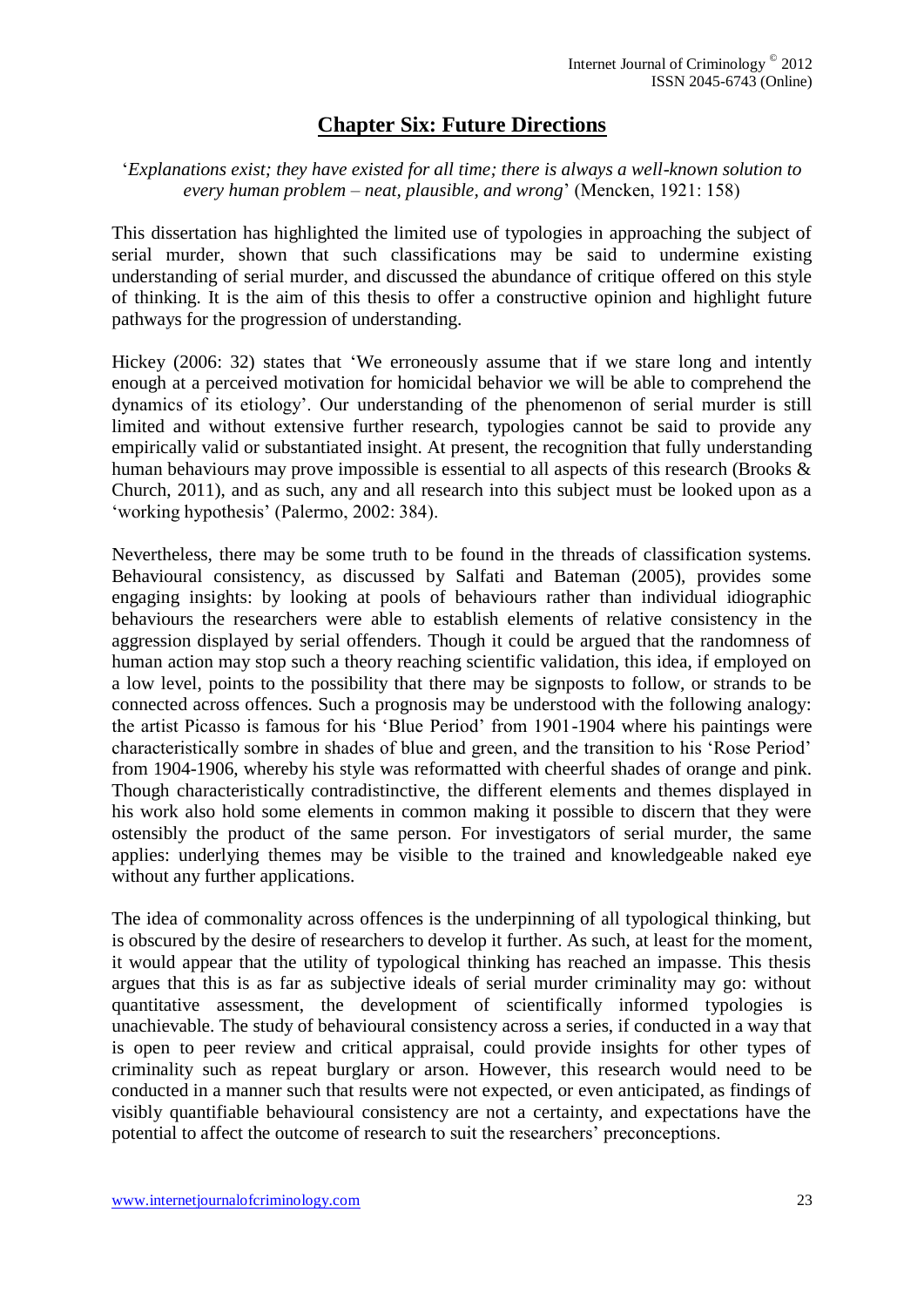# Chapter Six: Future Directions

'*Explanations exist; they have existed for all time; there is always a well-known solution to every human problem – neat, plausible, and wrong*' (Mencken, 1921: 158)

This dissertation has highlighted the limited use of typologies in approaching the subject of serial murder, shown that such classifications may be said to undermine existing understanding of serial murder, and discussed the abundance of critique offered on this style of thinking. It is the aim of this thesis to offer a constructive opinion and highlight future pathways for the progression of understanding.

Hickey (2006: 32) states that 'We erroneously assume that if we stare long and intently enough at a perceived motivation for homicidal behavior we will be able to comprehend the dynamics of its etiology'. Our understanding of the phenomenon of serial murder is still limited and without extensive further research, typologies cannot be said to provide any empirically valid or substantiated insight. At present, the recognition that fully understanding human behaviours may prove impossible is essential to all aspects of this research (Brooks & Church, 2011), and as such, any and all research into this subject must be looked upon as a 'working hypothesis' (Palermo, 2002: 384).

Nevertheless, there may be some truth to be found in the threads of classification systems. Behavioural consistency, as discussed by Salfati and Bateman (2005), provides some engaging insights: by looking at pools of behaviours rather than individual idiographic behaviours the researchers were able to establish elements of relative consistency in the aggression displayed by serial offenders. Though it could be argued that the randomness of human action may stop such a theory reaching scientific validation, this idea, if employed on a low level, points to the possibility that there may be signposts to follow, or strands to be connected across offences. Such a prognosis may be understood with the following analogy: the artist Picasso is famous for his 'Blue Period' from 1901-1904 where his paintings were characteristically sombre in shades of blue and green, and the transition to his 'Rose Period' from 1904-1906, whereby his style was reformatted with cheerful shades of orange and pink. Though characteristically contradistinctive, the different elements and themes displayed in his work also hold some elements in common making it possible to discern that they were ostensibly the product of the same person. For investigators of serial murder, the same applies: underlying themes may be visible to the trained and knowledgeable naked eye without any further applications.

The idea of commonality across offences is the underpinning of all typological thinking, but is obscured by the desire of researchers to develop it further. As such, at least for the moment, it would appear that the utility of typological thinking has reached an impasse. This thesis argues that this is as far as subjective ideals of serial murder criminality may go: without quantitative assessment, the development of scientifically informed typologies is unachievable. The study of behavioural consistency across a series, if conducted in a way that is open to peer review and critical appraisal, could provide insights for other types of criminality such as repeat burglary or arson. However, this research would need to be conducted in a manner such that results were not expected, or even anticipated, as findings of visibly quantifiable behavioural consistency are not a certainty, and expectations have the potential to affect the outcome of research to suit the researchers' preconceptions.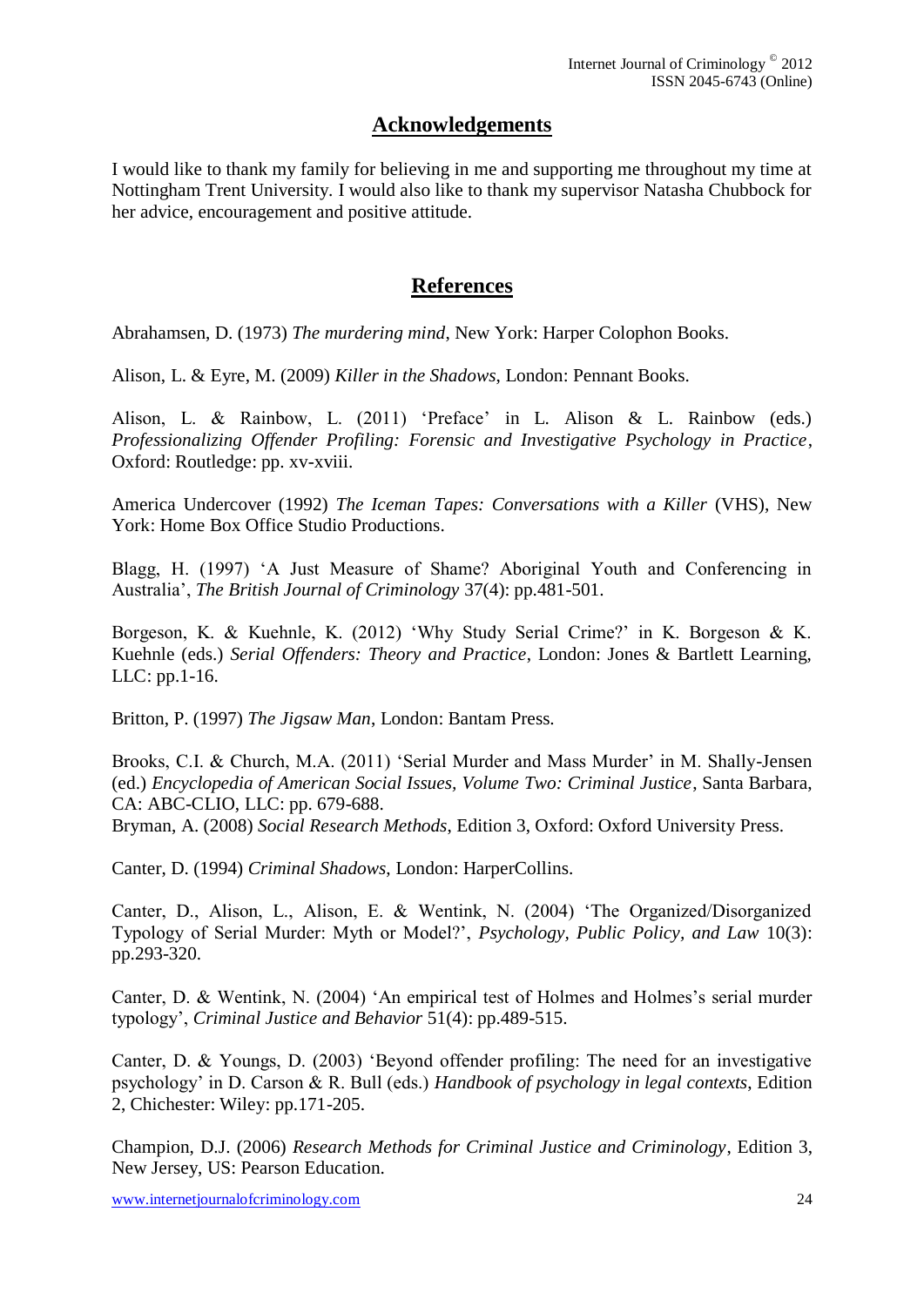## Acknowledgements

I would like to thank my family for believing in me and supporting me throughout my time at Nottingham Trent University. I would also like to thank my supervisor Natasha Chubbock for her advice, encouragement and positive attitude.

## References

Abrahamsen, D. (1973) *The murdering mind*, New York: Harper Colophon Books.

Alison, L. & Eyre, M. (2009) *Killer in the Shadows*, London: Pennant Books.

Alison, L. & Rainbow, L. (2011) 'Preface' in L. Alison & L. Rainbow (eds.) *Professionalizing Offender Profiling: Forensic and Investigative Psychology in Practice*, Oxford: Routledge: pp. xv-xviii.

America Undercover (1992) *The Iceman Tapes: Conversations with a Killer* (VHS), New York: Home Box Office Studio Productions.

Blagg, H. (1997) 'A Just Measure of Shame? Aboriginal Youth and Conferencing in Australia', *The British Journal of Criminology* 37(4): pp.481-501.

Borgeson, K. & Kuehnle, K. (2012) 'Why Study Serial Crime?' in K. Borgeson & K. Kuehnle (eds.) *Serial Offenders: Theory and Practice*, London: Jones & Bartlett Learning, LLC: pp.1-16.

Britton, P. (1997) *The Jigsaw Man*, London: Bantam Press.

Brooks, C.I. & Church, M.A. (2011) 'Serial Murder and Mass Murder' in M. Shally-Jensen (ed.) *Encyclopedia of American Social Issues, Volume Two: Criminal Justice*, Santa Barbara, CA: ABC-CLIO, LLC: pp. 679-688.

Bryman, A. (2008) *Social Research Methods*, Edition 3, Oxford: Oxford University Press.

Canter, D. (1994) *Criminal Shadows*, London: HarperCollins.

Canter, D., Alison, L., Alison, E. & Wentink, N. (2004) 'The Organized/Disorganized Typology of Serial Murder: Myth or Model?', *Psychology, Public Policy, and Law* 10(3): pp.293-320.

Canter, D. & Wentink, N. (2004) 'An empirical test of Holmes and Holmes's serial murder typology', *Criminal Justice and Behavior* 51(4): pp.489-515.

Canter, D. & Youngs, D. (2003) 'Beyond offender profiling: The need for an investigative psychology' in D. Carson & R. Bull (eds.) *Handbook of psychology in legal contexts*, Edition 2, Chichester: Wiley: pp.171-205.

Champion, D.J. (2006) *Research Methods for Criminal Justice and Criminology*, Edition 3, New Jersey, US: Pearson Education.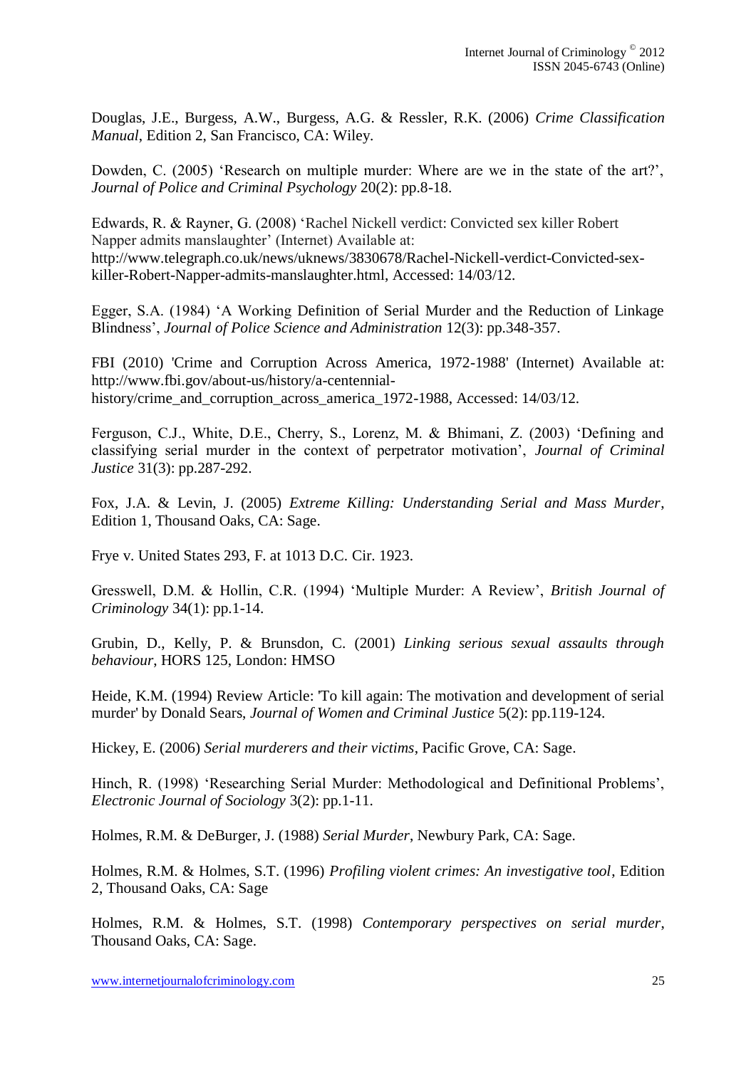Douglas, J.E., Burgess, A.W., Burgess, A.G. & Ressler, R.K. (2006) *Crime Classification Manual*, Edition 2, San Francisco, CA: Wiley.

Dowden, C. (2005) 'Research on multiple murder: Where are we in the state of the art?', *Journal of Police and Criminal Psychology* 20(2): pp.8-18.

Edwards, R. & Rayner, G. (2008) 'Rachel Nickell verdict: Convicted sex killer Robert Napper admits manslaughter' (Internet) Available at: http://www.telegraph.co.uk/news/uknews/3830678/Rachel-Nickell-verdict-Convicted-sex-killer-Robert-Napper-admits-manslaughter.html, Accessed: 14/03/12.

Egger, S.A. (1984) 'A Working Definition of Serial Murder and the Reduction of Linkage Blindness', *Journal of Police Science and Administration* 12(3): pp.348-357.

FBI (2010) 'Crime and Corruption Across America, 1972-1988' (Internet) Available at: http://www.fbi.gov/about-us/history/a-centennial-history/crime_and_corruption_across_america_1972-1988, Accessed: 14/03/12.

Ferguson, C.J., White, D.E., Cherry, S., Lorenz, M. & Bhimani, Z. (2003) 'Defining and classifying serial murder in the context of perpetrator motivation', *Journal of Criminal Justice* 31(3): pp.287-292.

Fox, J.A. & Levin, J. (2005) *Extreme Killing: Understanding Serial and Mass Murder*, Edition 1, Thousand Oaks, CA: Sage.

Frye v. United States 293, F. at 1013 D.C. Cir. 1923.

Gresswell, D.M. & Hollin, C.R. (1994) 'Multiple Murder: A Review', *British Journal of Criminology* 34(1): pp.1-14.

Grubin, D., Kelly, P. & Brunsdon, C. (2001) *Linking serious sexual assaults through behaviour*, HORS 125, London: HMSO

Heide, K.M. (1994) Review Article: 'To kill again: The motivation and development of serial murder' by Donald Sears, *Journal of Women and Criminal Justice* 5(2): pp.119-124.

Hickey, E. (2006) *Serial murderers and their victims*, Pacific Grove, CA: Sage.

Hinch, R. (1998) 'Researching Serial Murder: Methodological and Definitional Problems', *Electronic Journal of Sociology* 3(2): pp.1-11.

Holmes, R.M. & DeBurger, J. (1988) *Serial Murder*, Newbury Park, CA: Sage.

Holmes, R.M. & Holmes, S.T. (1996) *Profiling violent crimes: An investigative tool*, Edition 2, Thousand Oaks, CA: Sage

Holmes, R.M. & Holmes, S.T. (1998) *Contemporary perspectives on serial murder*, Thousand Oaks, CA: Sage.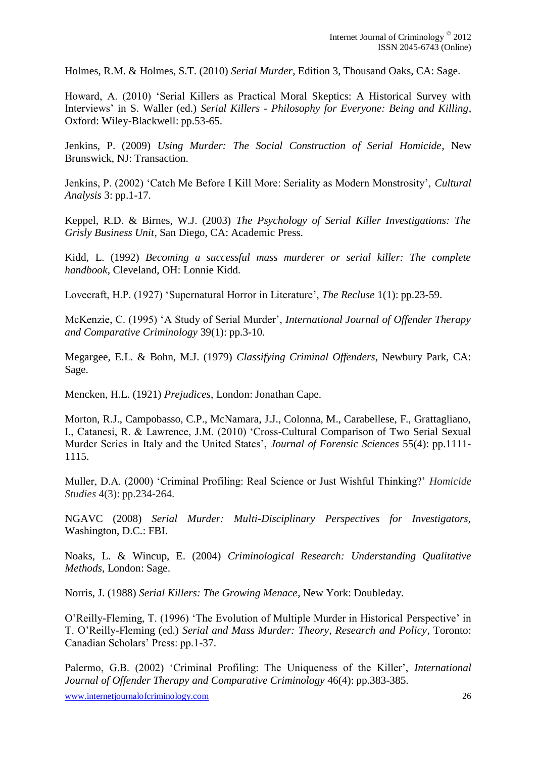Holmes, R.M. & Holmes, S.T. (2010) *Serial Murder*, Edition 3, Thousand Oaks, CA: Sage.

Howard, A. (2010) 'Serial Killers as Practical Moral Skeptics: A Historical Survey with Interviews' in S. Waller (ed.) *Serial Killers - Philosophy for Everyone: Being and Killing*, Oxford: Wiley-Blackwell: pp.53-65.

Jenkins, P. (2009) *Using Murder: The Social Construction of Serial Homicide*, New Brunswick, NJ: Transaction.

Jenkins, P. (2002) 'Catch Me Before I Kill More: Seriality as Modern Monstrosity', *Cultural Analysis* 3: pp.1-17.

Keppel, R.D. & Birnes, W.J. (2003) *The Psychology of Serial Killer Investigations: The Grisly Business Unit*, San Diego, CA: Academic Press.

Kidd, L. (1992) *Becoming a successful mass murderer or serial killer: The complete handbook*, Cleveland, OH: Lonnie Kidd.

Lovecraft, H.P. (1927) 'Supernatural Horror in Literature', *The Recluse* 1(1): pp.23-59.

McKenzie, C. (1995) 'A Study of Serial Murder', *International Journal of Offender Therapy and Comparative Criminology* 39(1): pp.3-10.

Megargee, E.L. & Bohn, M.J. (1979) *Classifying Criminal Offenders*, Newbury Park, CA: Sage.

Mencken, H.L. (1921) *Prejudices*, London: Jonathan Cape.

Morton, R.J., Campobasso, C.P., McNamara, J.J., Colonna, M., Carabellese, F., Grattagliano, I., Catanesi, R. & Lawrence, J.M. (2010) 'Cross-Cultural Comparison of Two Serial Sexual Murder Series in Italy and the United States', *Journal of Forensic Sciences* 55(4): pp.1111-1115.

Muller, D.A. (2000) 'Criminal Profiling: Real Science or Just Wishful Thinking?' *Homicide Studies* 4(3): pp.234-264.

NGAVC (2008) *Serial Murder: Multi-Disciplinary Perspectives for Investigators*, Washington, D.C.: FBI.

Noaks, L. & Wincup, E. (2004) *Criminological Research: Understanding Qualitative Methods*, London: Sage.

Norris, J. (1988) *Serial Killers: The Growing Menace*, New York: Doubleday.

O'Reilly-Fleming, T. (1996) 'The Evolution of Multiple Murder in Historical Perspective' in T. O'Reilly-Fleming (ed.) *Serial and Mass Murder: Theory, Research and Policy*, Toronto: Canadian Scholars' Press: pp.1-37.

Palermo, G.B. (2002) 'Criminal Profiling: The Uniqueness of the Killer', *International Journal of Offender Therapy and Comparative Criminology* 46(4): pp.383-385.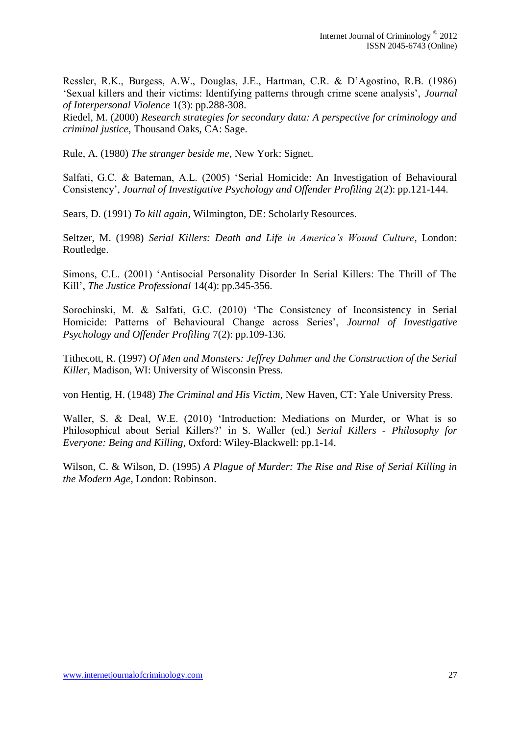Ressler, R.K., Burgess, A.W., Douglas, J.E., Hartman, C.R. & D'Agostino, R.B. (1986) 'Sexual killers and their victims: Identifying patterns through crime scene analysis', *Journal of Interpersonal Violence* 1(3): pp.288-308.

Riedel, M. (2000) *Research strategies for secondary data: A perspective for criminology and criminal justice*, Thousand Oaks, CA: Sage.

Rule, A. (1980) *The stranger beside me*, New York: Signet.

Salfati, G.C. & Bateman, A.L. (2005) 'Serial Homicide: An Investigation of Behavioural Consistency', *Journal of Investigative Psychology and Offender Profiling* 2(2): pp.121-144.

Sears, D. (1991) *To kill again*, Wilmington, DE: Scholarly Resources.

Seltzer, M. (1998) *Serial Killers: Death and Life in America's Wound Culture*, London: Routledge.

Simons, C.L. (2001) 'Antisocial Personality Disorder In Serial Killers: The Thrill of The Kill', *The Justice Professional* 14(4): pp.345-356.

Sorochinski, M. & Salfati, G.C. (2010) 'The Consistency of Inconsistency in Serial Homicide: Patterns of Behavioural Change across Series', *Journal of Investigative Psychology and Offender Profiling* 7(2): pp.109-136.

Tithecott, R. (1997) *Of Men and Monsters: Jeffrey Dahmer and the Construction of the Serial Killer*, Madison, WI: University of Wisconsin Press.

von Hentig, H. (1948) *The Criminal and His Victim*, New Haven, CT: Yale University Press.

Waller, S. & Deal, W.E. (2010) 'Introduction: Mediations on Murder, or What is so Philosophical about Serial Killers?' in S. Waller (ed.) *Serial Killers - Philosophy for Everyone: Being and Killing*, Oxford: Wiley-Blackwell: pp.1-14.

Wilson, C. & Wilson, D. (1995) *A Plague of Murder: The Rise and Rise of Serial Killing in the Modern Age*, London: Robinson.